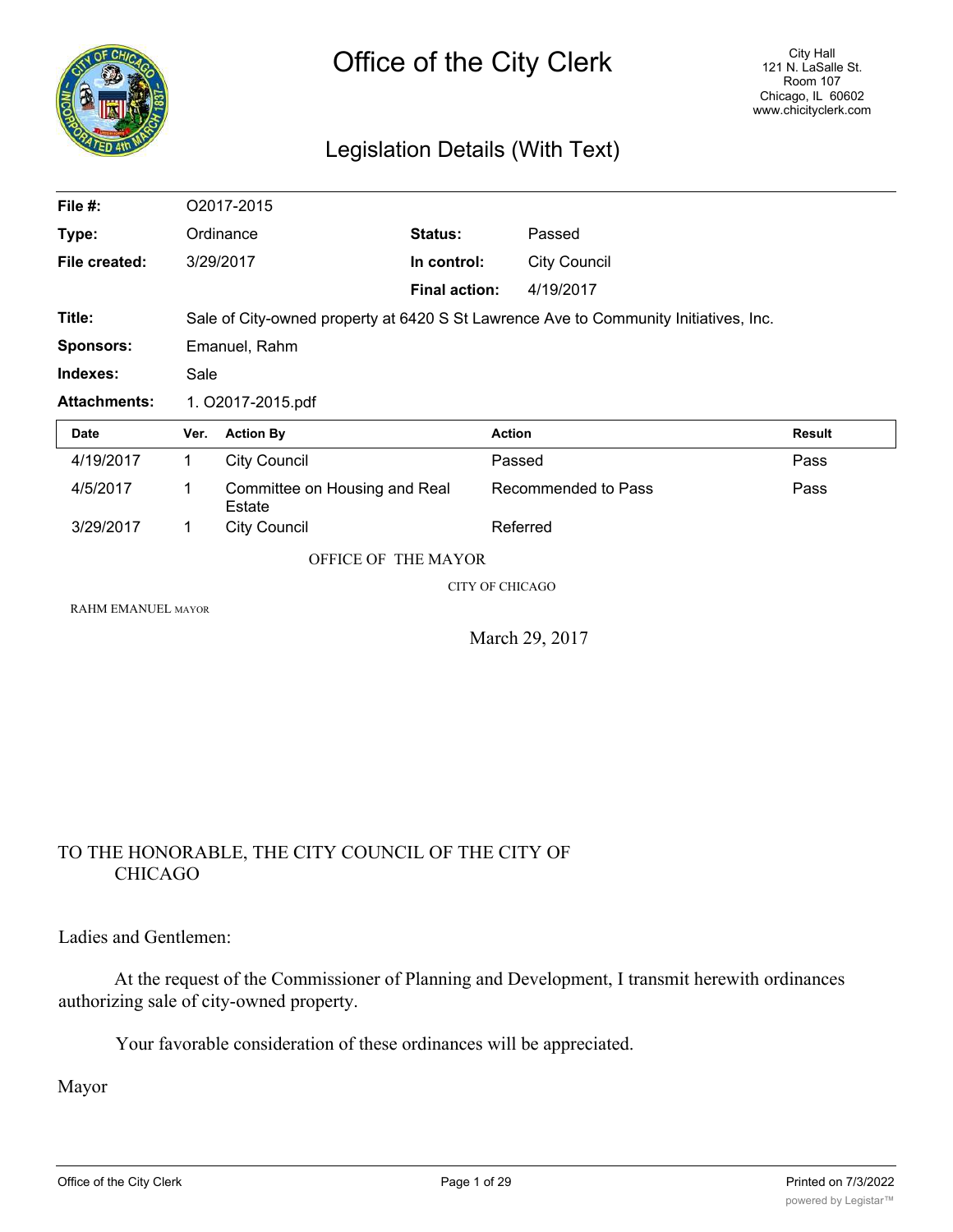# Office of the City Clerk

City Hall
121 N. LaSalle St.
Room 107
Chicago, IL 60602
www.chicityclerk.com

## Legislation Details (With Text)

| | | | |
|---|---|---|---|
| **File #:** | O2017-2015 | | |
| **Type:** | Ordinance | **Status:** | Passed |
| **File created:** | 3/29/2017 | **In control:** | City Council |
| | | **Final action:** | 4/19/2017 |
| **Title:** | Sale of City-owned property at 6420 S St Lawrence Ave to Community Initiatives, Inc. | | |
| **Sponsors:** | Emanuel, Rahm | | |
| **Indexes:** | Sale | | |
| **Attachments:** | 1. O2017-2015.pdf | | |

| Date | Ver. | Action By | Action | Result |
|---|---|---|---|---|
| 4/19/2017 | 1 | City Council | Passed | Pass |
| 4/5/2017 | 1 | Committee on Housing and Real Estate | Recommended to Pass | Pass |
| 3/29/2017 | 1 | City Council | Referred | |

OFFICE OF THE MAYOR

CITY OF CHICAGO

RAHM EMANUEL MAYOR

March 29, 2017

TO THE HONORABLE, THE CITY COUNCIL OF THE CITY OF CHICAGO

Ladies and Gentlemen:

At the request of the Commissioner of Planning and Development, I transmit herewith ordinances authorizing sale of city-owned property.

Your favorable consideration of these ordinances will be appreciated.

Mayor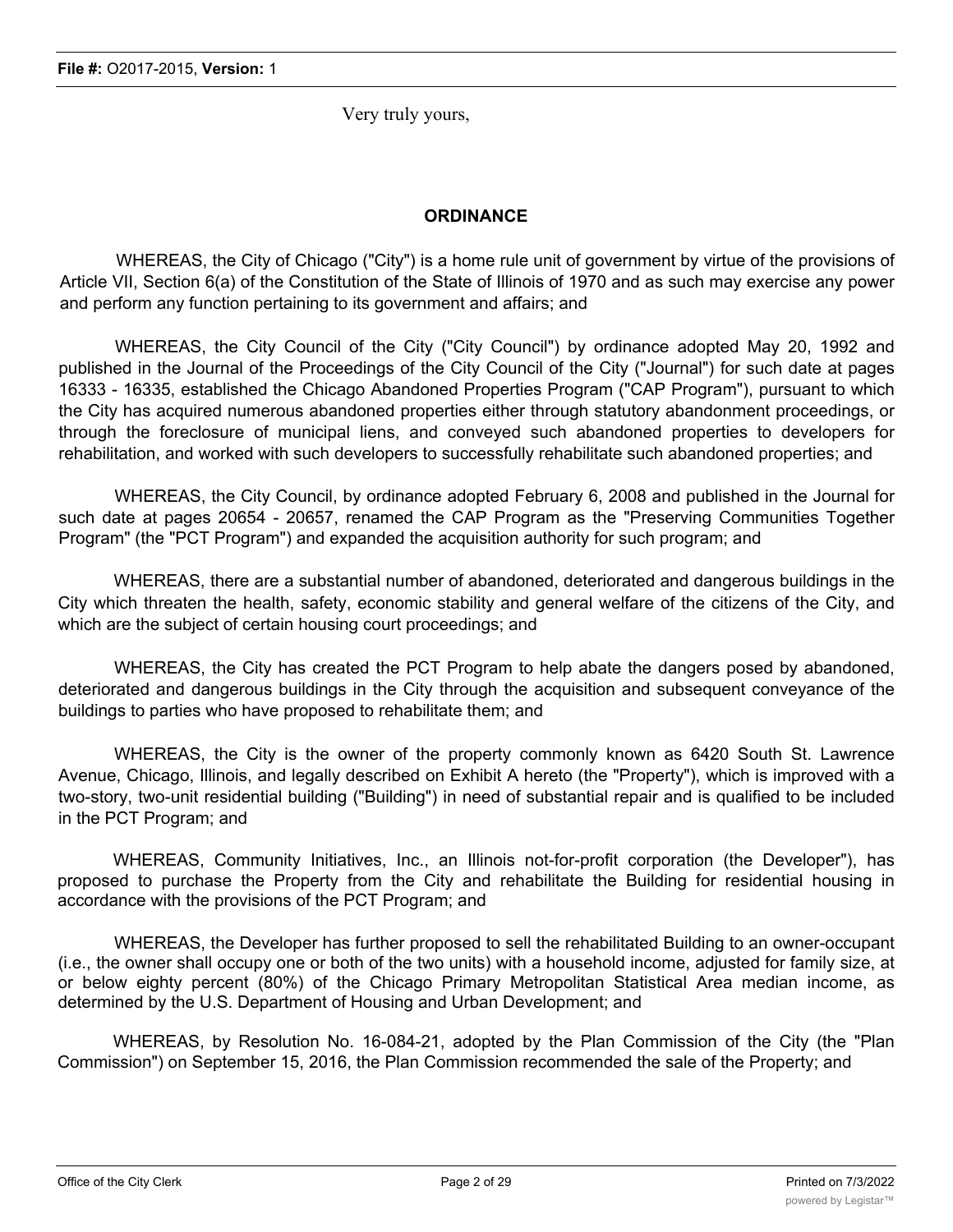Very truly yours,

**ORDINANCE**

WHEREAS, the City of Chicago ("City") is a home rule unit of government by virtue of the provisions of Article VII, Section 6(a) of the Constitution of the State of Illinois of 1970 and as such may exercise any power and perform any function pertaining to its government and affairs; and

WHEREAS, the City Council of the City ("City Council") by ordinance adopted May 20, 1992 and published in the Journal of the Proceedings of the City Council of the City ("Journal") for such date at pages 16333 - 16335, established the Chicago Abandoned Properties Program ("CAP Program"), pursuant to which the City has acquired numerous abandoned properties either through statutory abandonment proceedings, or through the foreclosure of municipal liens, and conveyed such abandoned properties to developers for rehabilitation, and worked with such developers to successfully rehabilitate such abandoned properties; and

WHEREAS, the City Council, by ordinance adopted February 6, 2008 and published in the Journal for such date at pages 20654 - 20657, renamed the CAP Program as the "Preserving Communities Together Program" (the "PCT Program") and expanded the acquisition authority for such program; and

WHEREAS, there are a substantial number of abandoned, deteriorated and dangerous buildings in the City which threaten the health, safety, economic stability and general welfare of the citizens of the City, and which are the subject of certain housing court proceedings; and

WHEREAS, the City has created the PCT Program to help abate the dangers posed by abandoned, deteriorated and dangerous buildings in the City through the acquisition and subsequent conveyance of the buildings to parties who have proposed to rehabilitate them; and

WHEREAS, the City is the owner of the property commonly known as 6420 South St. Lawrence Avenue, Chicago, Illinois, and legally described on Exhibit A hereto (the "Property"), which is improved with a two-story, two-unit residential building ("Building") in need of substantial repair and is qualified to be included in the PCT Program; and

WHEREAS, Community Initiatives, Inc., an Illinois not-for-profit corporation (the Developer"), has proposed to purchase the Property from the City and rehabilitate the Building for residential housing in accordance with the provisions of the PCT Program; and

WHEREAS, the Developer has further proposed to sell the rehabilitated Building to an owner-occupant (i.e., the owner shall occupy one or both of the two units) with a household income, adjusted for family size, at or below eighty percent (80%) of the Chicago Primary Metropolitan Statistical Area median income, as determined by the U.S. Department of Housing and Urban Development; and

WHEREAS, by Resolution No. 16-084-21, adopted by the Plan Commission of the City (the "Plan Commission") on September 15, 2016, the Plan Commission recommended the sale of the Property; and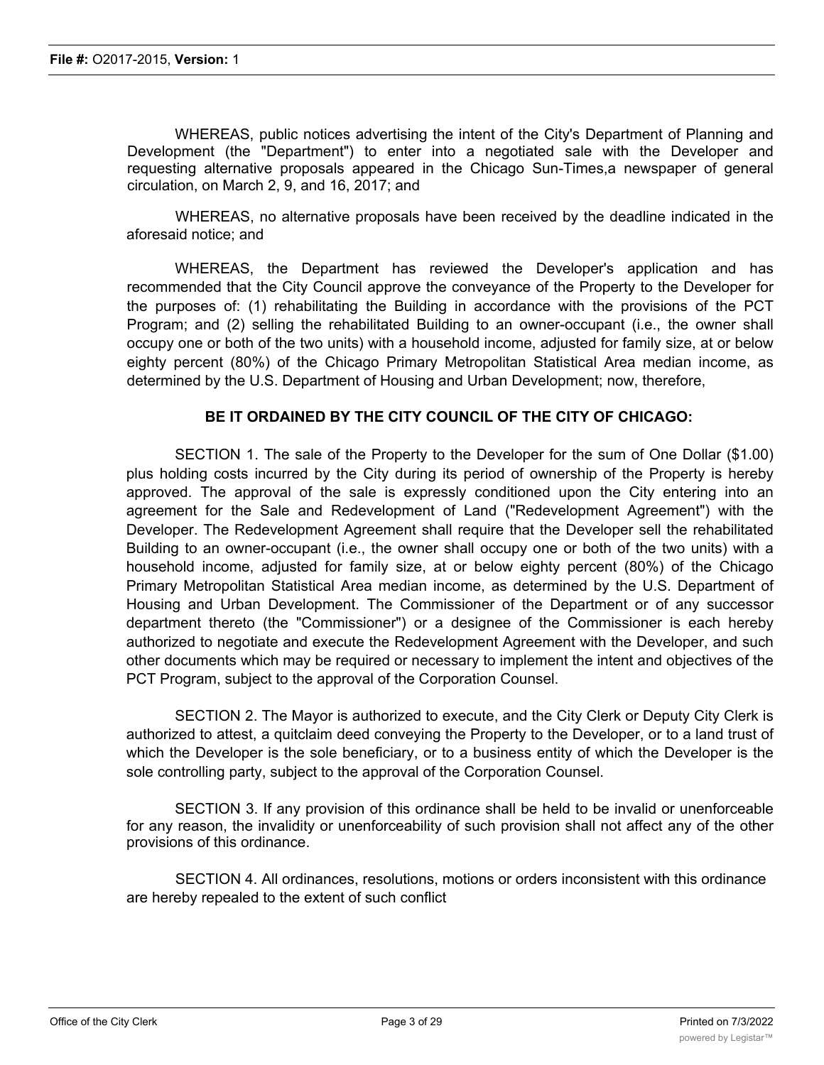WHEREAS, public notices advertising the intent of the City's Department of Planning and Development (the "Department") to enter into a negotiated sale with the Developer and requesting alternative proposals appeared in the Chicago Sun-Times,a newspaper of general circulation, on March 2, 9, and 16, 2017; and

WHEREAS, no alternative proposals have been received by the deadline indicated in the aforesaid notice; and

WHEREAS, the Department has reviewed the Developer's application and has recommended that the City Council approve the conveyance of the Property to the Developer for the purposes of: (1) rehabilitating the Building in accordance with the provisions of the PCT Program; and (2) selling the rehabilitated Building to an owner-occupant (i.e., the owner shall occupy one or both of the two units) with a household income, adjusted for family size, at or below eighty percent (80%) of the Chicago Primary Metropolitan Statistical Area median income, as determined by the U.S. Department of Housing and Urban Development; now, therefore,

**BE IT ORDAINED BY THE CITY COUNCIL OF THE CITY OF CHICAGO:**

SECTION 1. The sale of the Property to the Developer for the sum of One Dollar ($1.00) plus holding costs incurred by the City during its period of ownership of the Property is hereby approved. The approval of the sale is expressly conditioned upon the City entering into an agreement for the Sale and Redevelopment of Land ("Redevelopment Agreement") with the Developer. The Redevelopment Agreement shall require that the Developer sell the rehabilitated Building to an owner-occupant (i.e., the owner shall occupy one or both of the two units) with a household income, adjusted for family size, at or below eighty percent (80%) of the Chicago Primary Metropolitan Statistical Area median income, as determined by the U.S. Department of Housing and Urban Development. The Commissioner of the Department or of any successor department thereto (the "Commissioner") or a designee of the Commissioner is each hereby authorized to negotiate and execute the Redevelopment Agreement with the Developer, and such other documents which may be required or necessary to implement the intent and objectives of the PCT Program, subject to the approval of the Corporation Counsel.

SECTION 2. The Mayor is authorized to execute, and the City Clerk or Deputy City Clerk is authorized to attest, a quitclaim deed conveying the Property to the Developer, or to a land trust of which the Developer is the sole beneficiary, or to a business entity of which the Developer is the sole controlling party, subject to the approval of the Corporation Counsel.

SECTION 3. If any provision of this ordinance shall be held to be invalid or unenforceable for any reason, the invalidity or unenforceability of such provision shall not affect any of the other provisions of this ordinance.

SECTION 4. All ordinances, resolutions, motions or orders inconsistent with this ordinance are hereby repealed to the extent of such conflict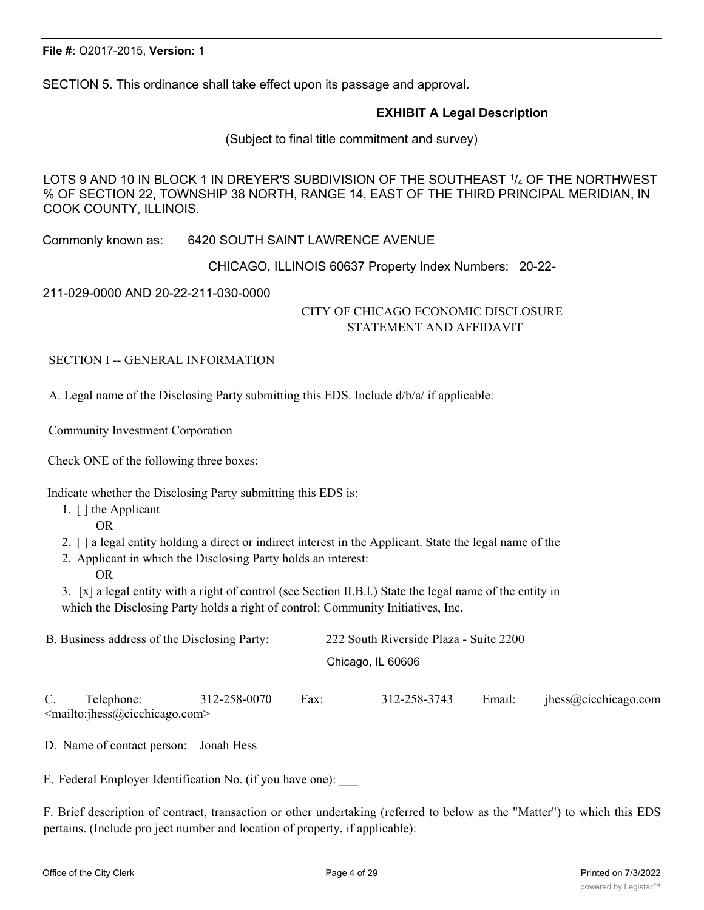SECTION 5. This ordinance shall take effect upon its passage and approval.

**EXHIBIT A Legal Description**

(Subject to final title commitment and survey)

LOTS 9 AND 10 IN BLOCK 1 IN DREYER'S SUBDIVISION OF THE SOUTHEAST 1/4 OF THE NORTHWEST % OF SECTION 22, TOWNSHIP 38 NORTH, RANGE 14, EAST OF THE THIRD PRINCIPAL MERIDIAN, IN COOK COUNTY, ILLINOIS.

Commonly known as: 6420 SOUTH SAINT LAWRENCE AVENUE

CHICAGO, ILLINOIS 60637 Property Index Numbers: 20-22-211-029-0000 AND 20-22-211-030-0000

CITY OF CHICAGO ECONOMIC DISCLOSURE STATEMENT AND AFFIDAVIT

SECTION I -- GENERAL INFORMATION

A. Legal name of the Disclosing Party submitting this EDS. Include d/b/a/ if applicable:

Community Investment Corporation

Check ONE of the following three boxes:

Indicate whether the Disclosing Party submitting this EDS is:

1. [ ] the Applicant

   OR

2. [ ] a legal entity holding a direct or indirect interest in the Applicant. State the legal name of the Applicant in which the Disclosing Party holds an interest:

   OR

3. [x] a legal entity with a right of control (see Section II.B.l.) State the legal name of the entity in which the Disclosing Party holds a right of control: Community Initiatives, Inc.

B. Business address of the Disclosing Party: 222 South Riverside Plaza - Suite 2200

Chicago, IL 60606

C. Telephone: 312-258-0070 Fax: 312-258-3743 Email: jhess@cicchicago.com <mailto:jhess@cicchicago.com>

D. Name of contact person: Jonah Hess

E. Federal Employer Identification No. (if you have one): ___

F. Brief description of contract, transaction or other undertaking (referred to below as the "Matter") to which this EDS pertains. (Include pro ject number and location of property, if applicable):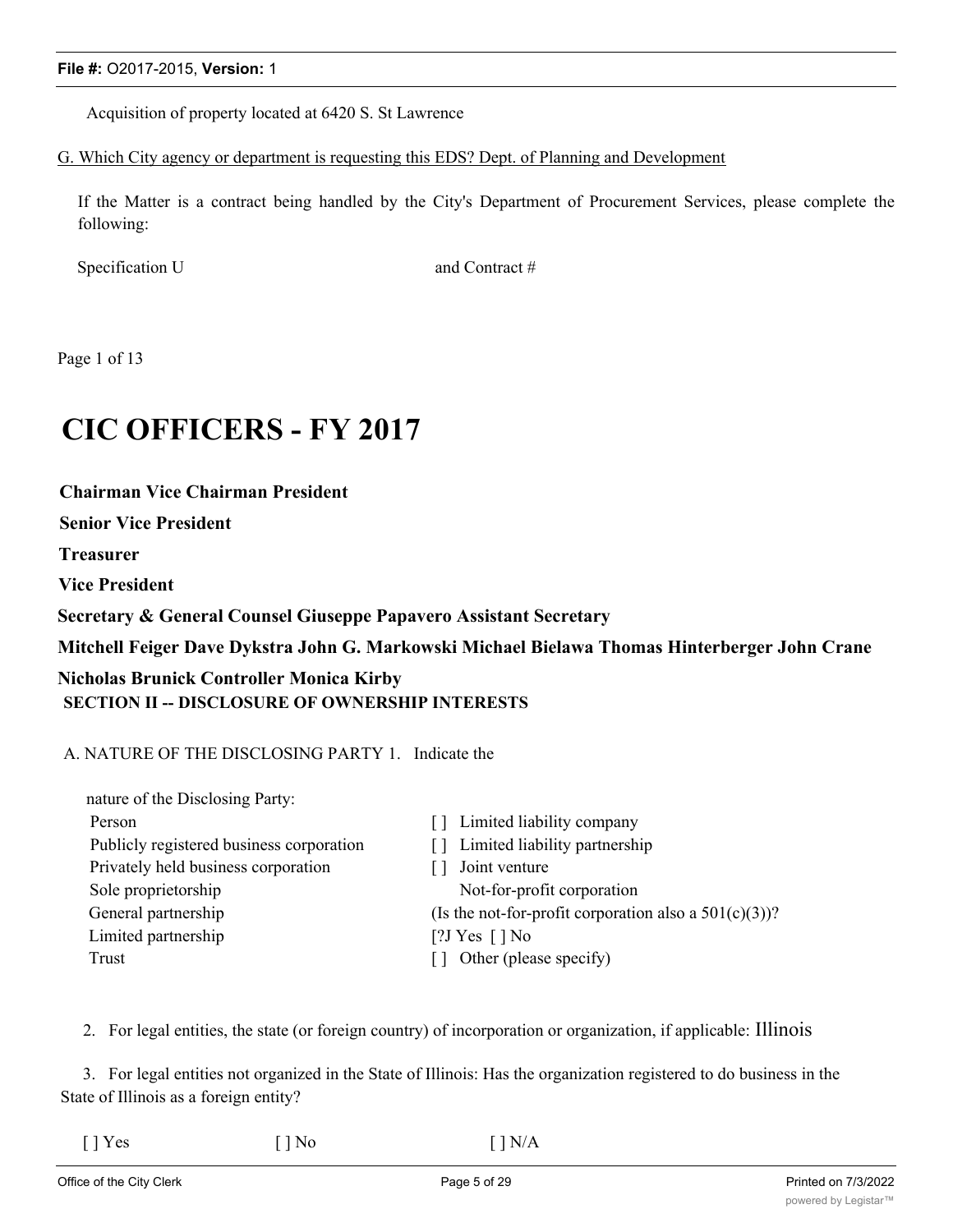Acquisition of property located at 6420 S. St Lawrence

G. Which City agency or department is requesting this EDS? Dept. of Planning and Development

If the Matter is a contract being handled by the City's Department of Procurement Services, please complete the following:

Specification U and Contract #

Page 1 of 13

# CIC OFFICERS - FY 2017

**Chairman Vice Chairman President**

**Senior Vice President**

**Treasurer**

**Vice President**

**Secretary & General Counsel Giuseppe Papavero Assistant Secretary**

**Mitchell Feiger Dave Dykstra John G. Markowski Michael Bielawa Thomas Hinterberger John Crane**

**Nicholas Brunick Controller Monica Kirby**

**SECTION II -- DISCLOSURE OF OWNERSHIP INTERESTS**

A. NATURE OF THE DISCLOSING PARTY 1. Indicate the

nature of the Disclosing Party:

| | |
|---|---|
| Person | [ ] Limited liability company |
| Publicly registered business corporation | [ ] Limited liability partnership |
| Privately held business corporation | [ ] Joint venture |
| Sole proprietorship | Not-for-profit corporation |
| General partnership | (Is the not-for-profit corporation also a 501(c)(3))? |
| Limited partnership | [?J Yes [ ] No |
| Trust | [ ] Other (please specify) |

2. For legal entities, the state (or foreign country) of incorporation or organization, if applicable: Illinois

3. For legal entities not organized in the State of Illinois: Has the organization registered to do business in the State of Illinois as a foreign entity?

[ ] Yes [ ] No [ ] N/A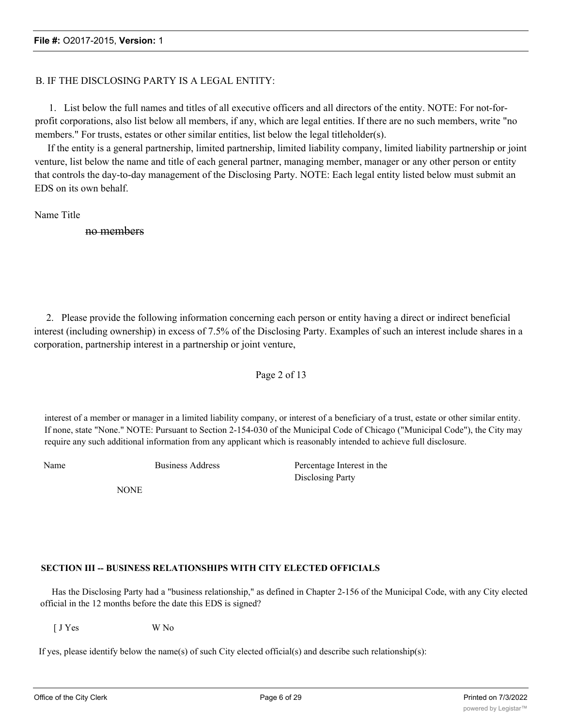B. IF THE DISCLOSING PARTY IS A LEGAL ENTITY:

1. List below the full names and titles of all executive officers and all directors of the entity. NOTE: For not-for-profit corporations, also list below all members, if any, which are legal entities. If there are no such members, write "no members." For trusts, estates or other similar entities, list below the legal titleholder(s).

If the entity is a general partnership, limited partnership, limited liability company, limited liability partnership or joint venture, list below the name and title of each general partner, managing member, manager or any other person or entity that controls the day-to-day management of the Disclosing Party. NOTE: Each legal entity listed below must submit an EDS on its own behalf.

Name Title

~~no members~~

2. Please provide the following information concerning each person or entity having a direct or indirect beneficial interest (including ownership) in excess of 7.5% of the Disclosing Party. Examples of such an interest include shares in a corporation, partnership interest in a partnership or joint venture,

Page 2 of 13

interest of a member or manager in a limited liability company, or interest of a beneficiary of a trust, estate or other similar entity. If none, state "None." NOTE: Pursuant to Section 2-154-030 of the Municipal Code of Chicago ("Municipal Code"), the City may require any such additional information from any applicant which is reasonably intended to achieve full disclosure.

| Name | Business Address | Percentage Interest in the Disclosing Party |
| --- | --- | --- |
| NONE | | |

**SECTION III -- BUSINESS RELATIONSHIPS WITH CITY ELECTED OFFICIALS**

Has the Disclosing Party had a "business relationship," as defined in Chapter 2-156 of the Municipal Code, with any City elected official in the 12 months before the date this EDS is signed?

[ J Yes W No

If yes, please identify below the name(s) of such City elected official(s) and describe such relationship(s):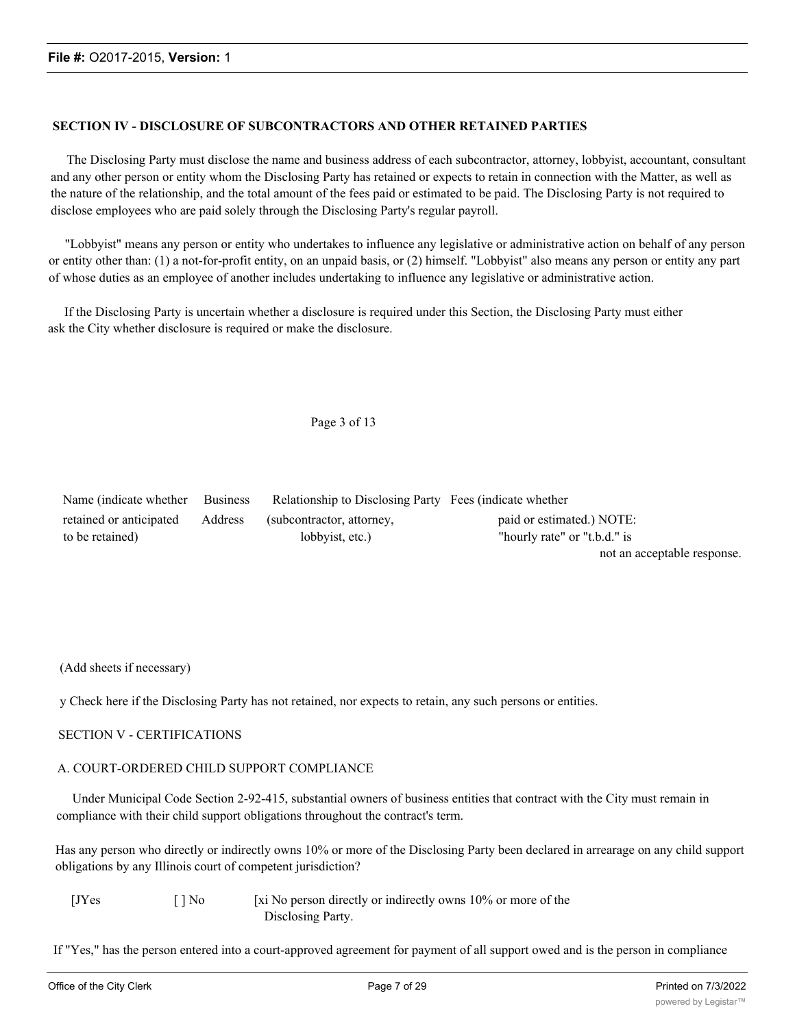## SECTION IV - DISCLOSURE OF SUBCONTRACTORS AND OTHER RETAINED PARTIES

The Disclosing Party must disclose the name and business address of each subcontractor, attorney, lobbyist, accountant, consultant and any other person or entity whom the Disclosing Party has retained or expects to retain in connection with the Matter, as well as the nature of the relationship, and the total amount of the fees paid or estimated to be paid. The Disclosing Party is not required to disclose employees who are paid solely through the Disclosing Party's regular payroll.

"Lobbyist" means any person or entity who undertakes to influence any legislative or administrative action on behalf of any person or entity other than: (1) a not-for-profit entity, on an unpaid basis, or (2) himself. "Lobbyist" also means any person or entity any part of whose duties as an employee of another includes undertaking to influence any legislative or administrative action.

If the Disclosing Party is uncertain whether a disclosure is required under this Section, the Disclosing Party must either ask the City whether disclosure is required or make the disclosure.

Page 3 of 13

| Name (indicate whether retained or anticipated to be retained) | Business Address | Relationship to Disclosing Party (subcontractor, attorney, lobbyist, etc.) | Fees (indicate whether paid or estimated.) NOTE: "hourly rate" or "t.b.d." is not an acceptable response. |
|---|---|---|---|

(Add sheets if necessary)

y Check here if the Disclosing Party has not retained, nor expects to retain, any such persons or entities.

SECTION V - CERTIFICATIONS

A. COURT-ORDERED CHILD SUPPORT COMPLIANCE

Under Municipal Code Section 2-92-415, substantial owners of business entities that contract with the City must remain in compliance with their child support obligations throughout the contract's term.

Has any person who directly or indirectly owns 10% or more of the Disclosing Party been declared in arrearage on any child support obligations by any Illinois court of competent jurisdiction?

[JYes [ ] No [xi No person directly or indirectly owns 10% or more of the Disclosing Party.

If "Yes," has the person entered into a court-approved agreement for payment of all support owed and is the person in compliance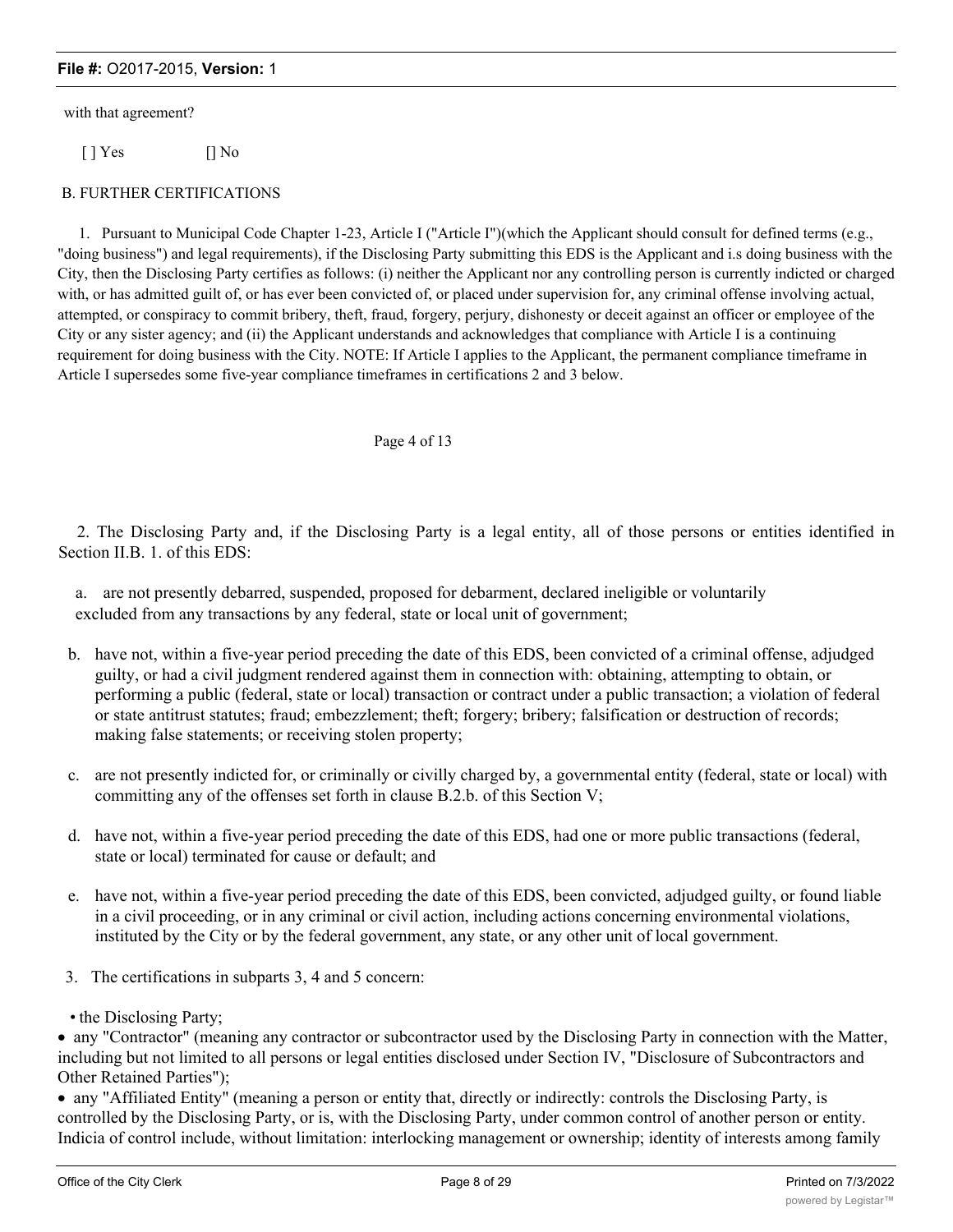with that agreement?

[ ] Yes [] No

B. FURTHER CERTIFICATIONS

1. Pursuant to Municipal Code Chapter 1-23, Article I ("Article I")(which the Applicant should consult for defined terms (e.g., "doing business") and legal requirements), if the Disclosing Party submitting this EDS is the Applicant and i.s doing business with the City, then the Disclosing Party certifies as follows: (i) neither the Applicant nor any controlling person is currently indicted or charged with, or has admitted guilt of, or has ever been convicted of, or placed under supervision for, any criminal offense involving actual, attempted, or conspiracy to commit bribery, theft, fraud, forgery, perjury, dishonesty or deceit against an officer or employee of the City or any sister agency; and (ii) the Applicant understands and acknowledges that compliance with Article I is a continuing requirement for doing business with the City. NOTE: If Article I applies to the Applicant, the permanent compliance timeframe in Article I supersedes some five-year compliance timeframes in certifications 2 and 3 below.

Page 4 of 13

2. The Disclosing Party and, if the Disclosing Party is a legal entity, all of those persons or entities identified in Section II.B. 1. of this EDS:

a. are not presently debarred, suspended, proposed for debarment, declared ineligible or voluntarily excluded from any transactions by any federal, state or local unit of government;

b. have not, within a five-year period preceding the date of this EDS, been convicted of a criminal offense, adjudged guilty, or had a civil judgment rendered against them in connection with: obtaining, attempting to obtain, or performing a public (federal, state or local) transaction or contract under a public transaction; a violation of federal or state antitrust statutes; fraud; embezzlement; theft; forgery; bribery; falsification or destruction of records; making false statements; or receiving stolen property;

c. are not presently indicted for, or criminally or civilly charged by, a governmental entity (federal, state or local) with committing any of the offenses set forth in clause B.2.b. of this Section V;

d. have not, within a five-year period preceding the date of this EDS, had one or more public transactions (federal, state or local) terminated for cause or default; and

e. have not, within a five-year period preceding the date of this EDS, been convicted, adjudged guilty, or found liable in a civil proceeding, or in any criminal or civil action, including actions concerning environmental violations, instituted by the City or by the federal government, any state, or any other unit of local government.

3. The certifications in subparts 3, 4 and 5 concern:

- the Disclosing Party;
- any "Contractor" (meaning any contractor or subcontractor used by the Disclosing Party in connection with the Matter, including but not limited to all persons or legal entities disclosed under Section IV, "Disclosure of Subcontractors and Other Retained Parties");
- any "Affiliated Entity" (meaning a person or entity that, directly or indirectly: controls the Disclosing Party, is controlled by the Disclosing Party, or is, with the Disclosing Party, under common control of another person or entity. Indicia of control include, without limitation: interlocking management or ownership; identity of interests among family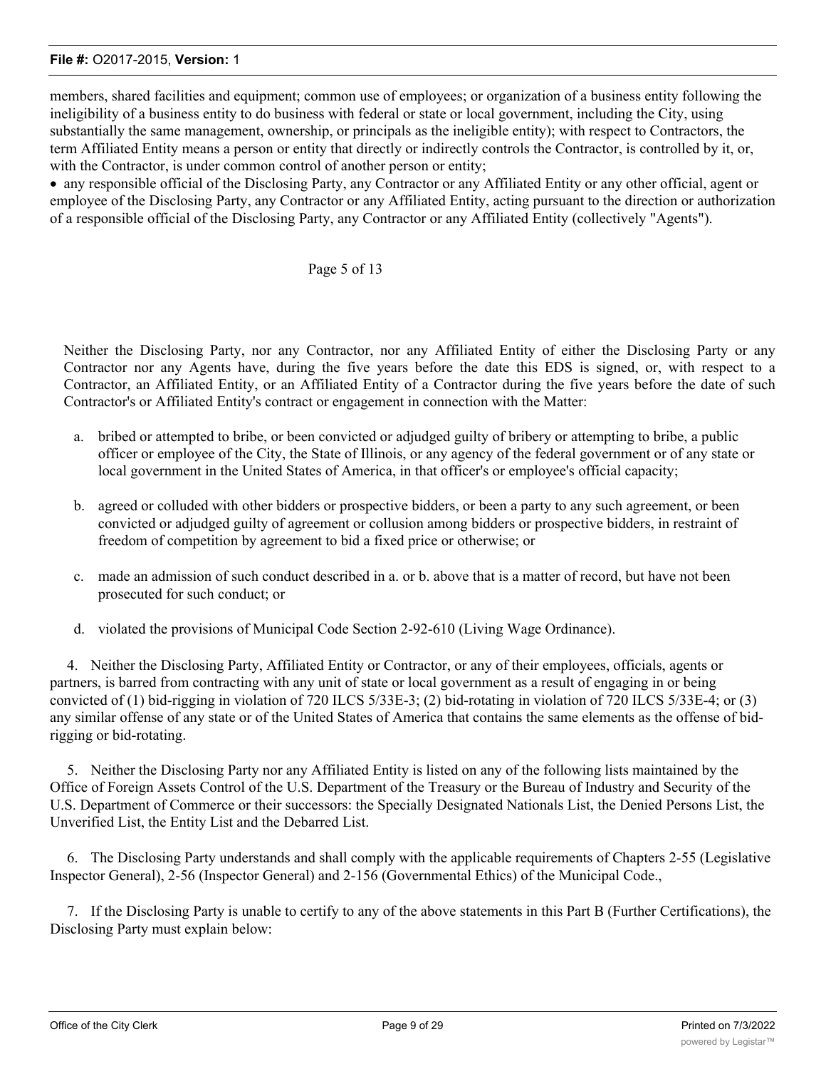members, shared facilities and equipment; common use of employees; or organization of a business entity following the ineligibility of a business entity to do business with federal or state or local government, including the City, using substantially the same management, ownership, or principals as the ineligible entity); with respect to Contractors, the term Affiliated Entity means a person or entity that directly or indirectly controls the Contractor, is controlled by it, or, with the Contractor, is under common control of another person or entity;

- any responsible official of the Disclosing Party, any Contractor or any Affiliated Entity or any other official, agent or employee of the Disclosing Party, any Contractor or any Affiliated Entity, acting pursuant to the direction or authorization of a responsible official of the Disclosing Party, any Contractor or any Affiliated Entity (collectively "Agents").

Page 5 of 13

Neither the Disclosing Party, nor any Contractor, nor any Affiliated Entity of either the Disclosing Party or any Contractor nor any Agents have, during the five years before the date this EDS is signed, or, with respect to a Contractor, an Affiliated Entity, or an Affiliated Entity of a Contractor during the five years before the date of such Contractor's or Affiliated Entity's contract or engagement in connection with the Matter:

a. bribed or attempted to bribe, or been convicted or adjudged guilty of bribery or attempting to bribe, a public officer or employee of the City, the State of Illinois, or any agency of the federal government or of any state or local government in the United States of America, in that officer's or employee's official capacity;

b. agreed or colluded with other bidders or prospective bidders, or been a party to any such agreement, or been convicted or adjudged guilty of agreement or collusion among bidders or prospective bidders, in restraint of freedom of competition by agreement to bid a fixed price or otherwise; or

c. made an admission of such conduct described in a. or b. above that is a matter of record, but have not been prosecuted for such conduct; or

d. violated the provisions of Municipal Code Section 2-92-610 (Living Wage Ordinance).

4. Neither the Disclosing Party, Affiliated Entity or Contractor, or any of their employees, officials, agents or partners, is barred from contracting with any unit of state or local government as a result of engaging in or being convicted of (1) bid-rigging in violation of 720 ILCS 5/33E-3; (2) bid-rotating in violation of 720 ILCS 5/33E-4; or (3) any similar offense of any state or of the United States of America that contains the same elements as the offense of bid-rigging or bid-rotating.

5. Neither the Disclosing Party nor any Affiliated Entity is listed on any of the following lists maintained by the Office of Foreign Assets Control of the U.S. Department of the Treasury or the Bureau of Industry and Security of the U.S. Department of Commerce or their successors: the Specially Designated Nationals List, the Denied Persons List, the Unverified List, the Entity List and the Debarred List.

6. The Disclosing Party understands and shall comply with the applicable requirements of Chapters 2-55 (Legislative Inspector General), 2-56 (Inspector General) and 2-156 (Governmental Ethics) of the Municipal Code.,

7. If the Disclosing Party is unable to certify to any of the above statements in this Part B (Further Certifications), the Disclosing Party must explain below: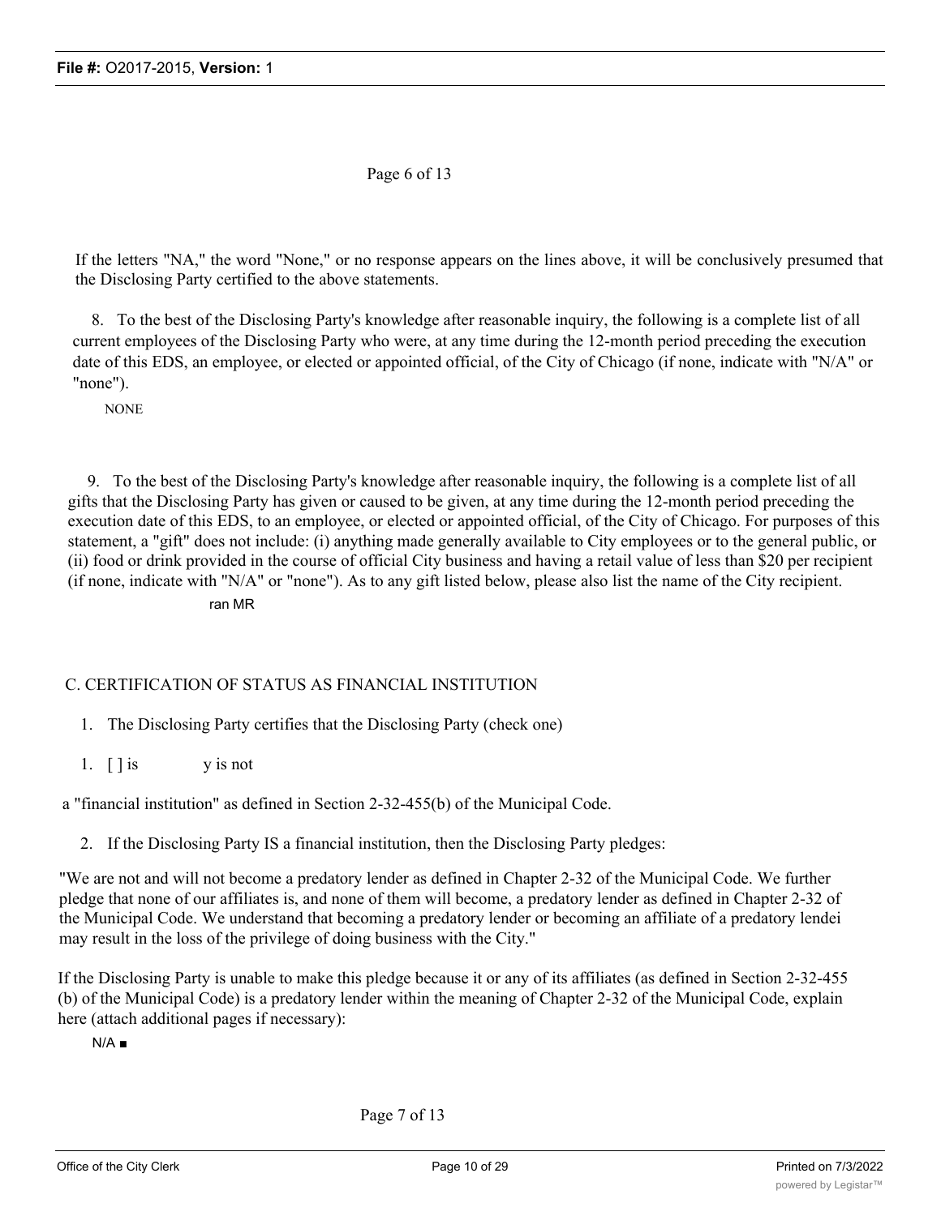If the letters "NA," the word "None," or no response appears on the lines above, it will be conclusively presumed that the Disclosing Party certified to the above statements.

8. To the best of the Disclosing Party's knowledge after reasonable inquiry, the following is a complete list of all current employees of the Disclosing Party who were, at any time during the 12-month period preceding the execution date of this EDS, an employee, or elected or appointed official, of the City of Chicago (if none, indicate with "N/A" or "none").

NONE

9. To the best of the Disclosing Party's knowledge after reasonable inquiry, the following is a complete list of all gifts that the Disclosing Party has given or caused to be given, at any time during the 12-month period preceding the execution date of this EDS, to an employee, or elected or appointed official, of the City of Chicago. For purposes of this statement, a "gift" does not include: (i) anything made generally available to City employees or to the general public, or (ii) food or drink provided in the course of official City business and having a retail value of less than $20 per recipient (if none, indicate with "N/A" or "none"). As to any gift listed below, please also list the name of the City recipient.

ran MR

C. CERTIFICATION OF STATUS AS FINANCIAL INSTITUTION

1. The Disclosing Party certifies that the Disclosing Party (check one)

1. [ ] is y is not

a "financial institution" as defined in Section 2-32-455(b) of the Municipal Code.

2. If the Disclosing Party IS a financial institution, then the Disclosing Party pledges:

"We are not and will not become a predatory lender as defined in Chapter 2-32 of the Municipal Code. We further pledge that none of our affiliates is, and none of them will become, a predatory lender as defined in Chapter 2-32 of the Municipal Code. We understand that becoming a predatory lender or becoming an affiliate of a predatory lendei may result in the loss of the privilege of doing business with the City."

If the Disclosing Party is unable to make this pledge because it or any of its affiliates (as defined in Section 2-32-455 (b) of the Municipal Code) is a predatory lender within the meaning of Chapter 2-32 of the Municipal Code, explain here (attach additional pages if necessary):

N/A ■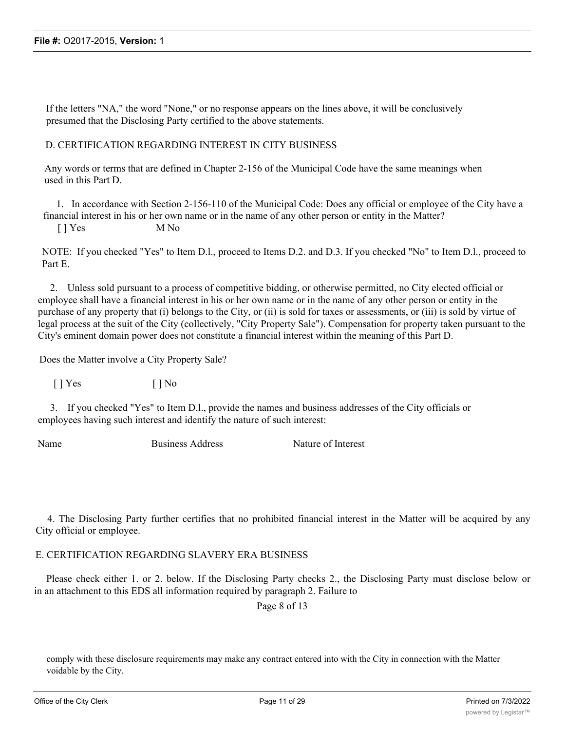If the letters "NA," the word "None," or no response appears on the lines above, it will be conclusively presumed that the Disclosing Party certified to the above statements.

D. CERTIFICATION REGARDING INTEREST IN CITY BUSINESS

Any words or terms that are defined in Chapter 2-156 of the Municipal Code have the same meanings when used in this Part D.

1. In accordance with Section 2-156-110 of the Municipal Code: Does any official or employee of the City have a financial interest in his or her own name or in the name of any other person or entity in the Matter?

[ ] Yes M No

NOTE: If you checked "Yes" to Item D.l., proceed to Items D.2. and D.3. If you checked "No" to Item D.l., proceed to Part E.

2. Unless sold pursuant to a process of competitive bidding, or otherwise permitted, no City elected official or employee shall have a financial interest in his or her own name or in the name of any other person or entity in the purchase of any property that (i) belongs to the City, or (ii) is sold for taxes or assessments, or (iii) is sold by virtue of legal process at the suit of the City (collectively, "City Property Sale"). Compensation for property taken pursuant to the City's eminent domain power does not constitute a financial interest within the meaning of this Part D.

Does the Matter involve a City Property Sale?

[ ] Yes [ ] No

3. If you checked "Yes" to Item D.l., provide the names and business addresses of the City officials or employees having such interest and identify the nature of such interest:

| Name | Business Address | Nature of Interest |
|---|---|---|
| | | |

4. The Disclosing Party further certifies that no prohibited financial interest in the Matter will be acquired by any City official or employee.

E. CERTIFICATION REGARDING SLAVERY ERA BUSINESS

Please check either 1. or 2. below. If the Disclosing Party checks 2., the Disclosing Party must disclose below or in an attachment to this EDS all information required by paragraph 2. Failure to

comply with these disclosure requirements may make any contract entered into with the City in connection with the Matter voidable by the City.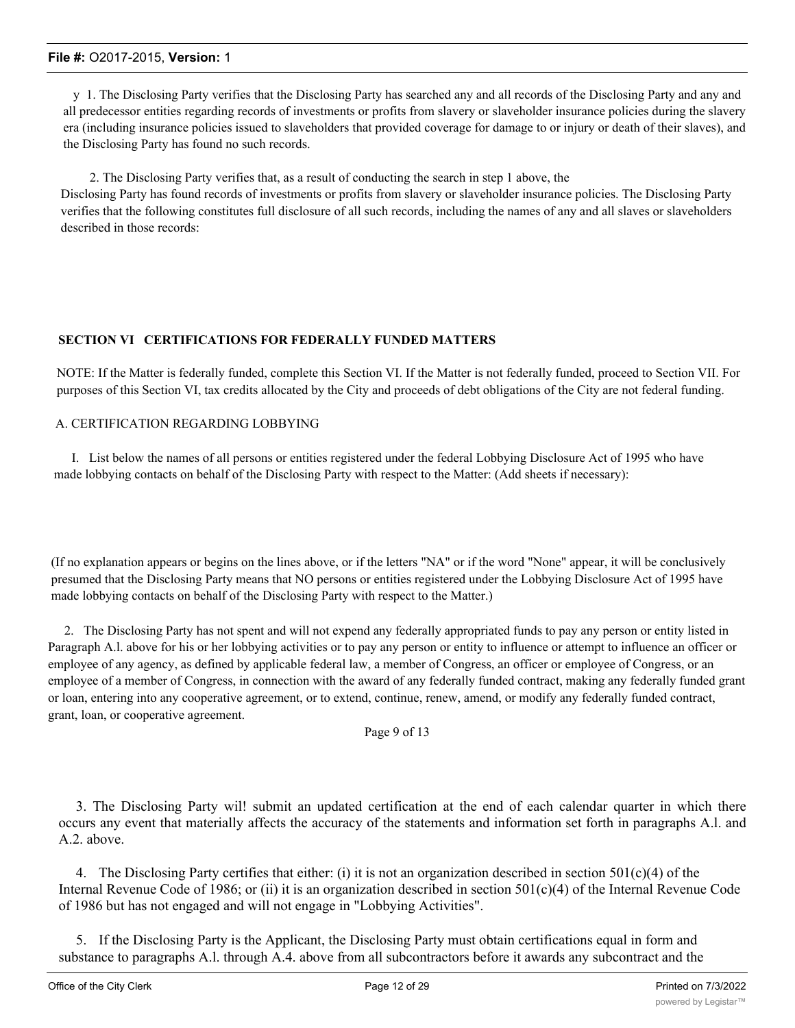y 1. The Disclosing Party verifies that the Disclosing Party has searched any and all records of the Disclosing Party and any and all predecessor entities regarding records of investments or profits from slavery or slaveholder insurance policies during the slavery era (including insurance policies issued to slaveholders that provided coverage for damage to or injury or death of their slaves), and the Disclosing Party has found no such records.

2. The Disclosing Party verifies that, as a result of conducting the search in step 1 above, the Disclosing Party has found records of investments or profits from slavery or slaveholder insurance policies. The Disclosing Party verifies that the following constitutes full disclosure of all such records, including the names of any and all slaves or slaveholders described in those records:

## SECTION VI CERTIFICATIONS FOR FEDERALLY FUNDED MATTERS

NOTE: If the Matter is federally funded, complete this Section VI. If the Matter is not federally funded, proceed to Section VII. For purposes of this Section VI, tax credits allocated by the City and proceeds of debt obligations of the City are not federal funding.

A. CERTIFICATION REGARDING LOBBYING

I. List below the names of all persons or entities registered under the federal Lobbying Disclosure Act of 1995 who have made lobbying contacts on behalf of the Disclosing Party with respect to the Matter: (Add sheets if necessary):

(If no explanation appears or begins on the lines above, or if the letters "NA" or if the word "None" appear, it will be conclusively presumed that the Disclosing Party means that NO persons or entities registered under the Lobbying Disclosure Act of 1995 have made lobbying contacts on behalf of the Disclosing Party with respect to the Matter.)

2. The Disclosing Party has not spent and will not expend any federally appropriated funds to pay any person or entity listed in Paragraph A.l. above for his or her lobbying activities or to pay any person or entity to influence or attempt to influence an officer or employee of any agency, as defined by applicable federal law, a member of Congress, an officer or employee of Congress, or an employee of a member of Congress, in connection with the award of any federally funded contract, making any federally funded grant or loan, entering into any cooperative agreement, or to extend, continue, renew, amend, or modify any federally funded contract, grant, loan, or cooperative agreement.

Page 9 of 13

3. The Disclosing Party wil! submit an updated certification at the end of each calendar quarter in which there occurs any event that materially affects the accuracy of the statements and information set forth in paragraphs A.l. and A.2. above.

4. The Disclosing Party certifies that either: (i) it is not an organization described in section 501(c)(4) of the Internal Revenue Code of 1986; or (ii) it is an organization described in section 501(c)(4) of the Internal Revenue Code of 1986 but has not engaged and will not engage in "Lobbying Activities".

5. If the Disclosing Party is the Applicant, the Disclosing Party must obtain certifications equal in form and substance to paragraphs A.l. through A.4. above from all subcontractors before it awards any subcontract and the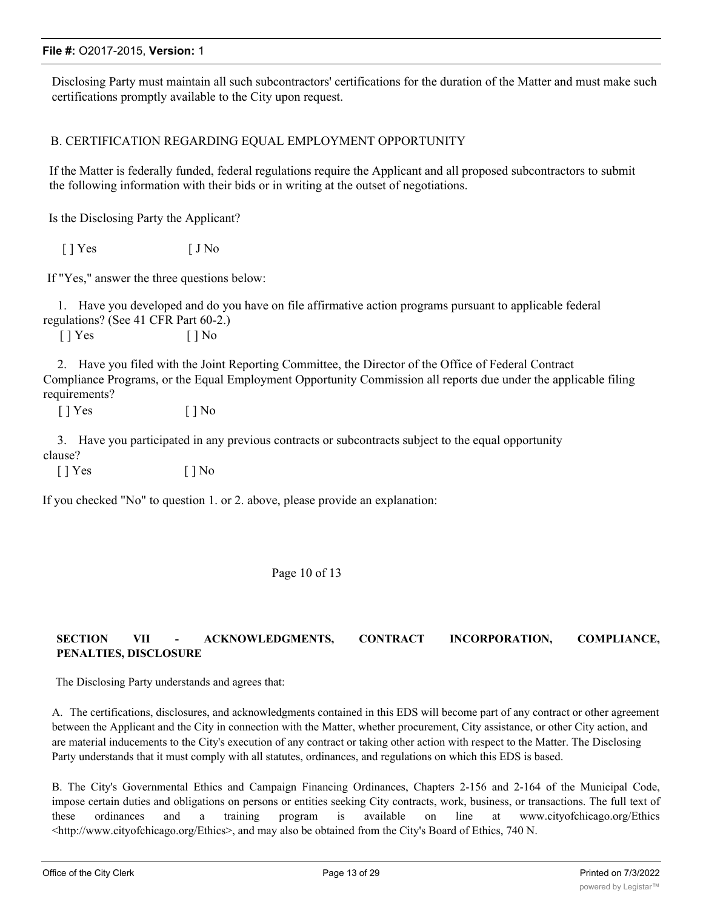Disclosing Party must maintain all such subcontractors' certifications for the duration of the Matter and must make such certifications promptly available to the City upon request.

B. CERTIFICATION REGARDING EQUAL EMPLOYMENT OPPORTUNITY

If the Matter is federally funded, federal regulations require the Applicant and all proposed subcontractors to submit the following information with their bids or in writing at the outset of negotiations.

Is the Disclosing Party the Applicant?

[ ] Yes [ J No

If "Yes," answer the three questions below:

1. Have you developed and do you have on file affirmative action programs pursuant to applicable federal regulations? (See 41 CFR Part 60-2.)

[ ] Yes [ ] No

2. Have you filed with the Joint Reporting Committee, the Director of the Office of Federal Contract Compliance Programs, or the Equal Employment Opportunity Commission all reports due under the applicable filing requirements?

[ ] Yes [ ] No

3. Have you participated in any previous contracts or subcontracts subject to the equal opportunity clause?

[ ] Yes [ ] No

If you checked "No" to question 1. or 2. above, please provide an explanation:

Page 10 of 13

**SECTION VII - ACKNOWLEDGMENTS, CONTRACT INCORPORATION, COMPLIANCE, PENALTIES, DISCLOSURE**

The Disclosing Party understands and agrees that:

A. The certifications, disclosures, and acknowledgments contained in this EDS will become part of any contract or other agreement between the Applicant and the City in connection with the Matter, whether procurement, City assistance, or other City action, and are material inducements to the City's execution of any contract or taking other action with respect to the Matter. The Disclosing Party understands that it must comply with all statutes, ordinances, and regulations on which this EDS is based.

B. The City's Governmental Ethics and Campaign Financing Ordinances, Chapters 2-156 and 2-164 of the Municipal Code, impose certain duties and obligations on persons or entities seeking City contracts, work, business, or transactions. The full text of these ordinances and a training program is available on line at www.cityofchicago.org/Ethics <http://www.cityofchicago.org/Ethics>, and may also be obtained from the City's Board of Ethics, 740 N.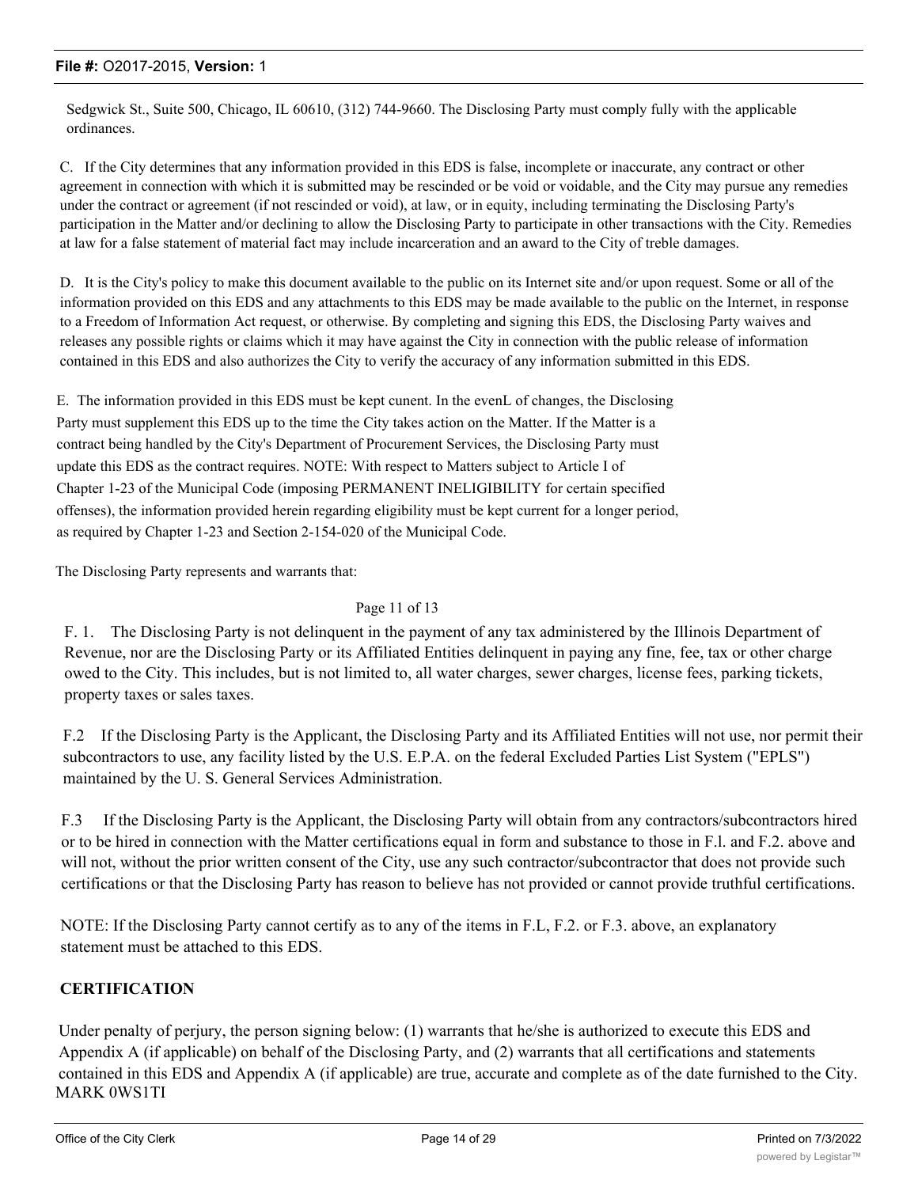Sedgwick St., Suite 500, Chicago, IL 60610, (312) 744-9660. The Disclosing Party must comply fully with the applicable ordinances.

C. If the City determines that any information provided in this EDS is false, incomplete or inaccurate, any contract or other agreement in connection with which it is submitted may be rescinded or be void or voidable, and the City may pursue any remedies under the contract or agreement (if not rescinded or void), at law, or in equity, including terminating the Disclosing Party's participation in the Matter and/or declining to allow the Disclosing Party to participate in other transactions with the City. Remedies at law for a false statement of material fact may include incarceration and an award to the City of treble damages.

D. It is the City's policy to make this document available to the public on its Internet site and/or upon request. Some or all of the information provided on this EDS and any attachments to this EDS may be made available to the public on the Internet, in response to a Freedom of Information Act request, or otherwise. By completing and signing this EDS, the Disclosing Party waives and releases any possible rights or claims which it may have against the City in connection with the public release of information contained in this EDS and also authorizes the City to verify the accuracy of any information submitted in this EDS.

E. The information provided in this EDS must be kept cunent. In the evenL of changes, the Disclosing Party must supplement this EDS up to the time the City takes action on the Matter. If the Matter is a contract being handled by the City's Department of Procurement Services, the Disclosing Party must update this EDS as the contract requires. NOTE: With respect to Matters subject to Article I of Chapter 1-23 of the Municipal Code (imposing PERMANENT INELIGIBILITY for certain specified offenses), the information provided herein regarding eligibility must be kept current for a longer period, as required by Chapter 1-23 and Section 2-154-020 of the Municipal Code.

The Disclosing Party represents and warrants that:

Page 11 of 13

F. 1. The Disclosing Party is not delinquent in the payment of any tax administered by the Illinois Department of Revenue, nor are the Disclosing Party or its Affiliated Entities delinquent in paying any fine, fee, tax or other charge owed to the City. This includes, but is not limited to, all water charges, sewer charges, license fees, parking tickets, property taxes or sales taxes.

F.2 If the Disclosing Party is the Applicant, the Disclosing Party and its Affiliated Entities will not use, nor permit their subcontractors to use, any facility listed by the U.S. E.P.A. on the federal Excluded Parties List System ("EPLS") maintained by the U. S. General Services Administration.

F.3 If the Disclosing Party is the Applicant, the Disclosing Party will obtain from any contractors/subcontractors hired or to be hired in connection with the Matter certifications equal in form and substance to those in F.l. and F.2. above and will not, without the prior written consent of the City, use any such contractor/subcontractor that does not provide such certifications or that the Disclosing Party has reason to believe has not provided or cannot provide truthful certifications.

NOTE: If the Disclosing Party cannot certify as to any of the items in F.L, F.2. or F.3. above, an explanatory statement must be attached to this EDS.

## CERTIFICATION

Under penalty of perjury, the person signing below: (1) warrants that he/she is authorized to execute this EDS and Appendix A (if applicable) on behalf of the Disclosing Party, and (2) warrants that all certifications and statements contained in this EDS and Appendix A (if applicable) are true, accurate and complete as of the date furnished to the City. MARK 0WS1TI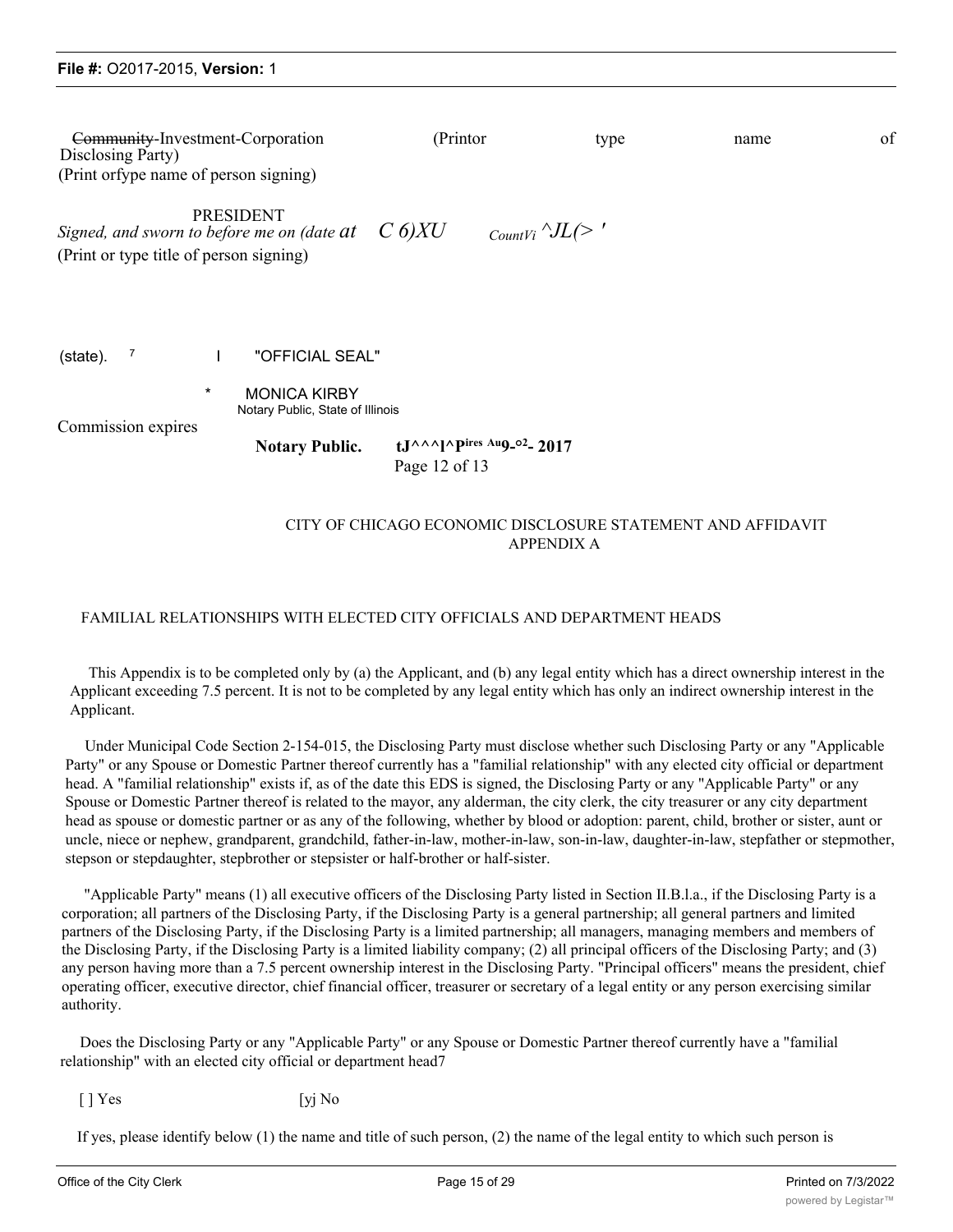~~Community~~-Investment-Corporation (Printor type name of Disclosing Party)
(Print orfype name of person signing)

PRESIDENT
*Signed, and sworn to before me on (date at C 6)XU CountVi ^JL(> '*
(Print or type title of person signing)

(state). 7 I "OFFICIAL SEAL"

\* MONICA KIRBY
Notary Public, State of Illinois

Commission expires

**Notary Public. tJ^^^l^Pires Au9-o2- 2017**
Page 12 of 13

CITY OF CHICAGO ECONOMIC DISCLOSURE STATEMENT AND AFFIDAVIT
APPENDIX A

FAMILIAL RELATIONSHIPS WITH ELECTED CITY OFFICIALS AND DEPARTMENT HEADS

This Appendix is to be completed only by (a) the Applicant, and (b) any legal entity which has a direct ownership interest in the Applicant exceeding 7.5 percent. It is not to be completed by any legal entity which has only an indirect ownership interest in the Applicant.

Under Municipal Code Section 2-154-015, the Disclosing Party must disclose whether such Disclosing Party or any "Applicable Party" or any Spouse or Domestic Partner thereof currently has a "familial relationship" with any elected city official or department head. A "familial relationship" exists if, as of the date this EDS is signed, the Disclosing Party or any "Applicable Party" or any Spouse or Domestic Partner thereof is related to the mayor, any alderman, the city clerk, the city treasurer or any city department head as spouse or domestic partner or as any of the following, whether by blood or adoption: parent, child, brother or sister, aunt or uncle, niece or nephew, grandparent, grandchild, father-in-law, mother-in-law, son-in-law, daughter-in-law, stepfather or stepmother, stepson or stepdaughter, stepbrother or stepsister or half-brother or half-sister.

"Applicable Party" means (1) all executive officers of the Disclosing Party listed in Section II.B.l.a., if the Disclosing Party is a corporation; all partners of the Disclosing Party, if the Disclosing Party is a general partnership; all general partners and limited partners of the Disclosing Party, if the Disclosing Party is a limited partnership; all managers, managing members and members of the Disclosing Party, if the Disclosing Party is a limited liability company; (2) all principal officers of the Disclosing Party; and (3) any person having more than a 7.5 percent ownership interest in the Disclosing Party. "Principal officers" means the president, chief operating officer, executive director, chief financial officer, treasurer or secretary of a legal entity or any person exercising similar authority.

Does the Disclosing Party or any "Applicable Party" or any Spouse or Domestic Partner thereof currently have a "familial relationship" with an elected city official or department head7

[ ] Yes [yj No

If yes, please identify below (1) the name and title of such person, (2) the name of the legal entity to which such person is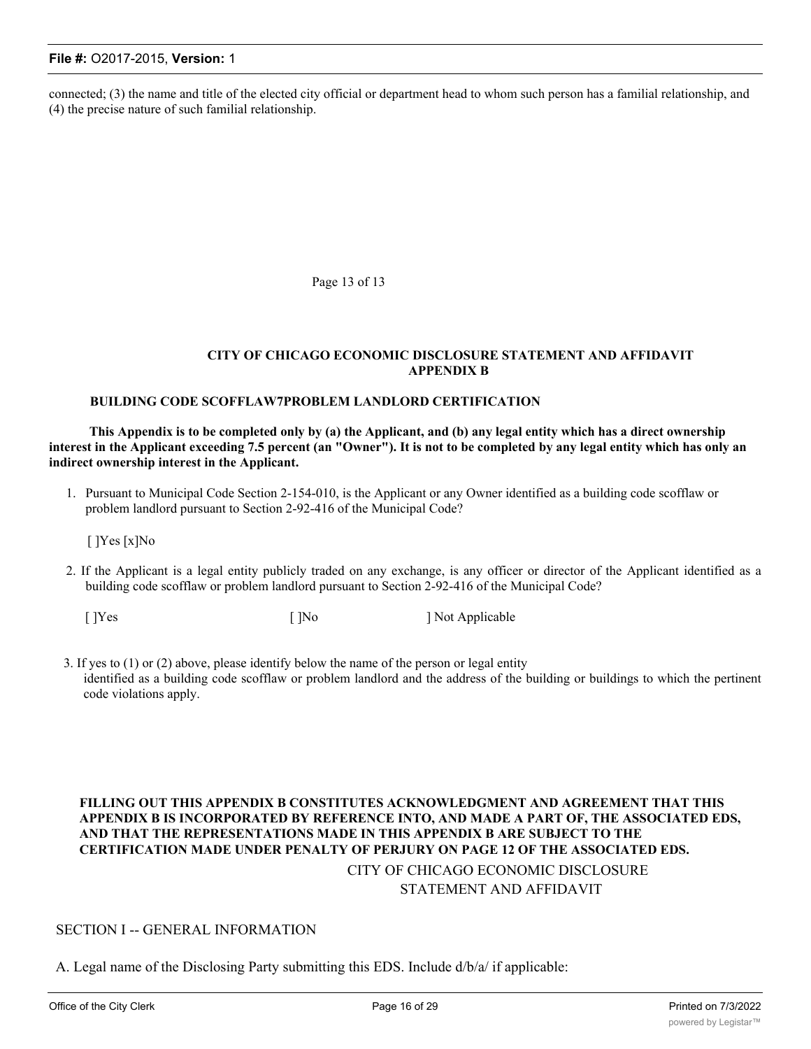connected; (3) the name and title of the elected city official or department head to whom such person has a familial relationship, and (4) the precise nature of such familial relationship.

Page 13 of 13

**CITY OF CHICAGO ECONOMIC DISCLOSURE STATEMENT AND AFFIDAVIT APPENDIX B**

**BUILDING CODE SCOFFLAW7PROBLEM LANDLORD CERTIFICATION**

**This Appendix is to be completed only by (a) the Applicant, and (b) any legal entity which has a direct ownership interest in the Applicant exceeding 7.5 percent (an "Owner"). It is not to be completed by any legal entity which has only an indirect ownership interest in the Applicant.**

1. Pursuant to Municipal Code Section 2-154-010, is the Applicant or any Owner identified as a building code scofflaw or problem landlord pursuant to Section 2-92-416 of the Municipal Code?

   [ ]Yes [x]No

2. If the Applicant is a legal entity publicly traded on any exchange, is any officer or director of the Applicant identified as a building code scofflaw or problem landlord pursuant to Section 2-92-416 of the Municipal Code?

   [ ]Yes [ ]No ] Not Applicable

3. If yes to (1) or (2) above, please identify below the name of the person or legal entity identified as a building code scofflaw or problem landlord and the address of the building or buildings to which the pertinent code violations apply.

**FILLING OUT THIS APPENDIX B CONSTITUTES ACKNOWLEDGMENT AND AGREEMENT THAT THIS APPENDIX B IS INCORPORATED BY REFERENCE INTO, AND MADE A PART OF, THE ASSOCIATED EDS, AND THAT THE REPRESENTATIONS MADE IN THIS APPENDIX B ARE SUBJECT TO THE CERTIFICATION MADE UNDER PENALTY OF PERJURY ON PAGE 12 OF THE ASSOCIATED EDS.**

CITY OF CHICAGO ECONOMIC DISCLOSURE STATEMENT AND AFFIDAVIT

SECTION I -- GENERAL INFORMATION

A. Legal name of the Disclosing Party submitting this EDS. Include d/b/a/ if applicable: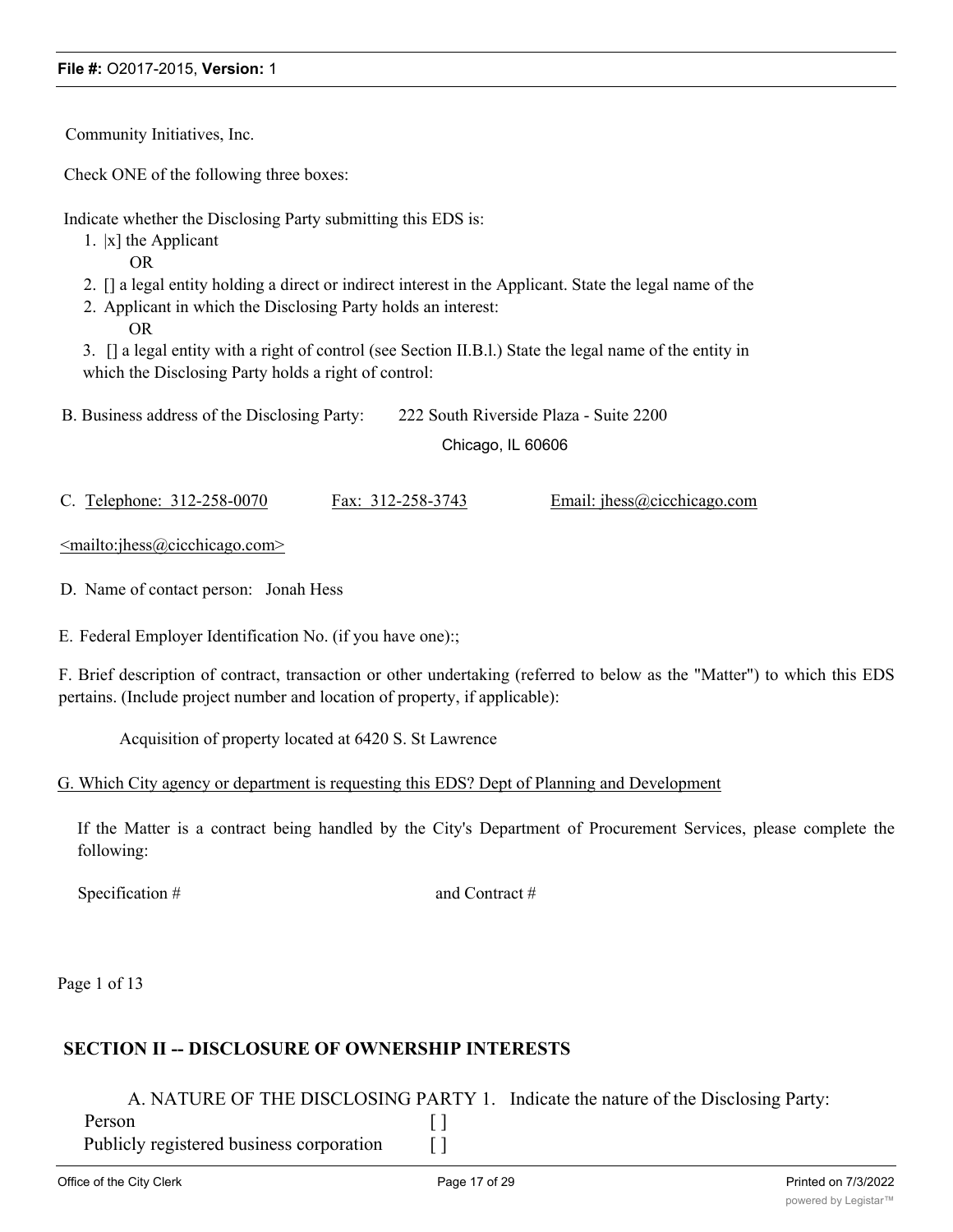Community Initiatives, Inc.

Check ONE of the following three boxes:

Indicate whether the Disclosing Party submitting this EDS is:

1. |x] the Applicant

   OR

2. [] a legal entity holding a direct or indirect interest in the Applicant. State the legal name of the
2. Applicant in which the Disclosing Party holds an interest:

   OR

3. [] a legal entity with a right of control (see Section II.B.l.) State the legal name of the entity in which the Disclosing Party holds a right of control:

B. Business address of the Disclosing Party: 222 South Riverside Plaza - Suite 2200
Chicago, IL 60606

C. Telephone: 312-258-0070 Fax: 312-258-3743 Email: jhess@cicchicago.com

<mailto:jhess@cicchicago.com>

D. Name of contact person: Jonah Hess

E. Federal Employer Identification No. (if you have one):;

F. Brief description of contract, transaction or other undertaking (referred to below as the "Matter") to which this EDS pertains. (Include project number and location of property, if applicable):

Acquisition of property located at 6420 S. St Lawrence

G. Which City agency or department is requesting this EDS? Dept of Planning and Development

If the Matter is a contract being handled by the City's Department of Procurement Services, please complete the following:

Specification # and Contract #

Page 1 of 13

## SECTION II -- DISCLOSURE OF OWNERSHIP INTERESTS

A. NATURE OF THE DISCLOSING PARTY 1. Indicate the nature of the Disclosing Party:

Person [ ]

Publicly registered business corporation [ ]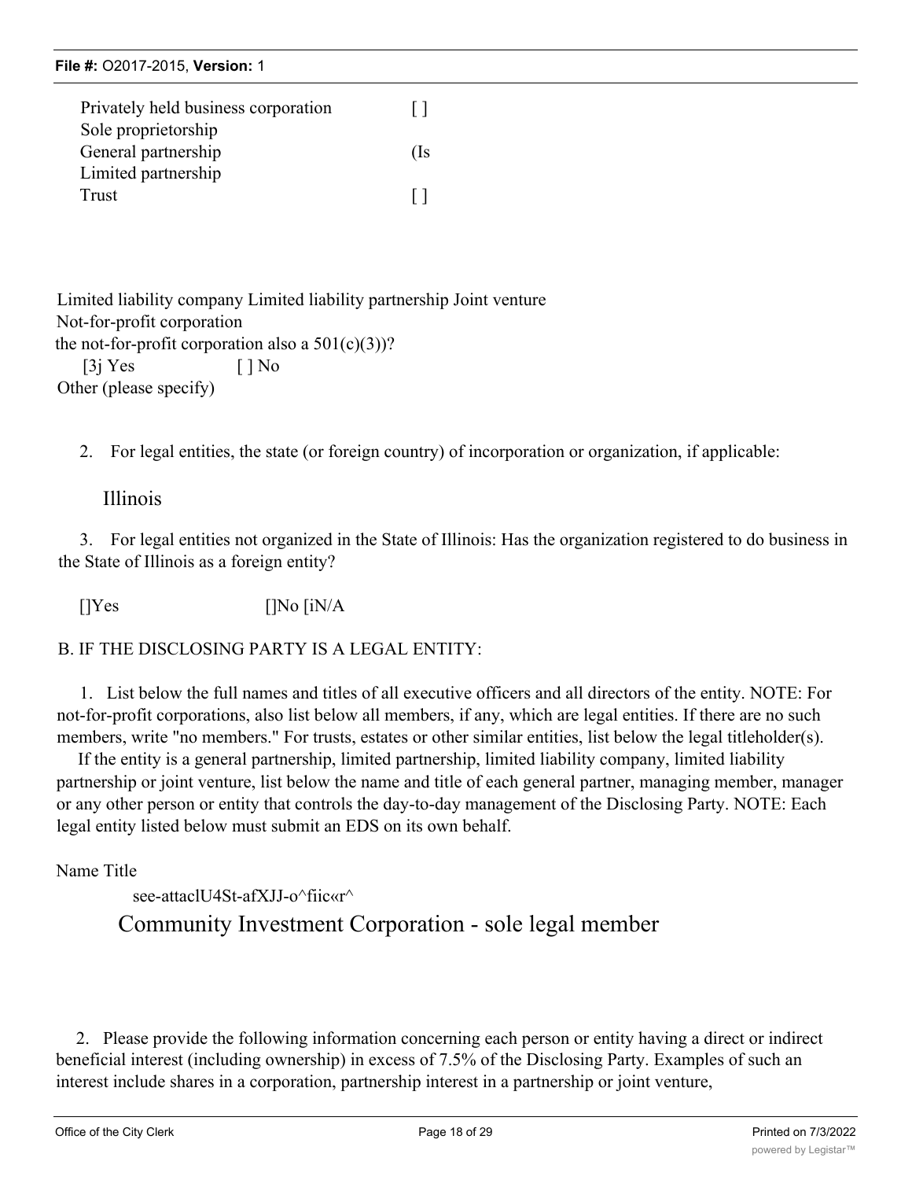Privately held business corporation [ ]
Sole proprietorship
General partnership (Is
Limited partnership
Trust [ ]

Limited liability company Limited liability partnership Joint venture
Not-for-profit corporation
the not-for-profit corporation also a 501(c)(3))?
[3j Yes [ ] No
Other (please specify)

2. For legal entities, the state (or foreign country) of incorporation or organization, if applicable:

Illinois

3. For legal entities not organized in the State of Illinois: Has the organization registered to do business in the State of Illinois as a foreign entity?

[]Yes []No [iN/A

B. IF THE DISCLOSING PARTY IS A LEGAL ENTITY:

1. List below the full names and titles of all executive officers and all directors of the entity. NOTE: For not-for-profit corporations, also list below all members, if any, which are legal entities. If there are no such members, write "no members." For trusts, estates or other similar entities, list below the legal titleholder(s).

If the entity is a general partnership, limited partnership, limited liability company, limited liability partnership or joint venture, list below the name and title of each general partner, managing member, manager or any other person or entity that controls the day-to-day management of the Disclosing Party. NOTE: Each legal entity listed below must submit an EDS on its own behalf.

Name Title

see-attaclU4St-afXJJ-o^fiic«r^

Community Investment Corporation - sole legal member

2. Please provide the following information concerning each person or entity having a direct or indirect beneficial interest (including ownership) in excess of 7.5% of the Disclosing Party. Examples of such an interest include shares in a corporation, partnership interest in a partnership or joint venture,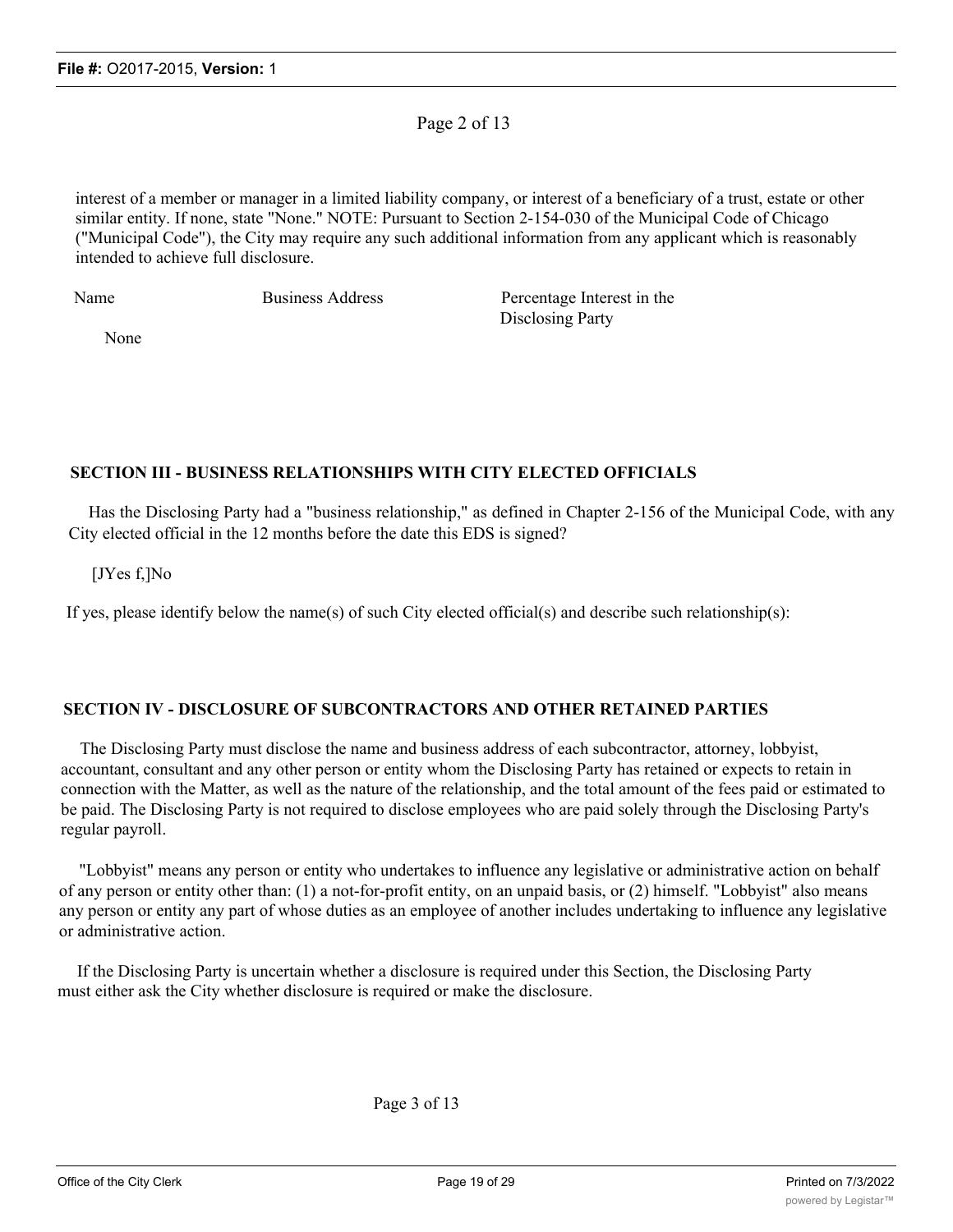interest of a member or manager in a limited liability company, or interest of a beneficiary of a trust, estate or other similar entity. If none, state "None." NOTE: Pursuant to Section 2-154-030 of the Municipal Code of Chicago ("Municipal Code"), the City may require any such additional information from any applicant which is reasonably intended to achieve full disclosure.

| Name | Business Address | Percentage Interest in the Disclosing Party |
|---|---|---|
| None | | |

## SECTION III - BUSINESS RELATIONSHIPS WITH CITY ELECTED OFFICIALS

Has the Disclosing Party had a "business relationship," as defined in Chapter 2-156 of the Municipal Code, with any City elected official in the 12 months before the date this EDS is signed?

[JYes f,]No

If yes, please identify below the name(s) of such City elected official(s) and describe such relationship(s):

## SECTION IV - DISCLOSURE OF SUBCONTRACTORS AND OTHER RETAINED PARTIES

The Disclosing Party must disclose the name and business address of each subcontractor, attorney, lobbyist, accountant, consultant and any other person or entity whom the Disclosing Party has retained or expects to retain in connection with the Matter, as well as the nature of the relationship, and the total amount of the fees paid or estimated to be paid. The Disclosing Party is not required to disclose employees who are paid solely through the Disclosing Party's regular payroll.

"Lobbyist" means any person or entity who undertakes to influence any legislative or administrative action on behalf of any person or entity other than: (1) a not-for-profit entity, on an unpaid basis, or (2) himself. "Lobbyist" also means any person or entity any part of whose duties as an employee of another includes undertaking to influence any legislative or administrative action.

If the Disclosing Party is uncertain whether a disclosure is required under this Section, the Disclosing Party must either ask the City whether disclosure is required or make the disclosure.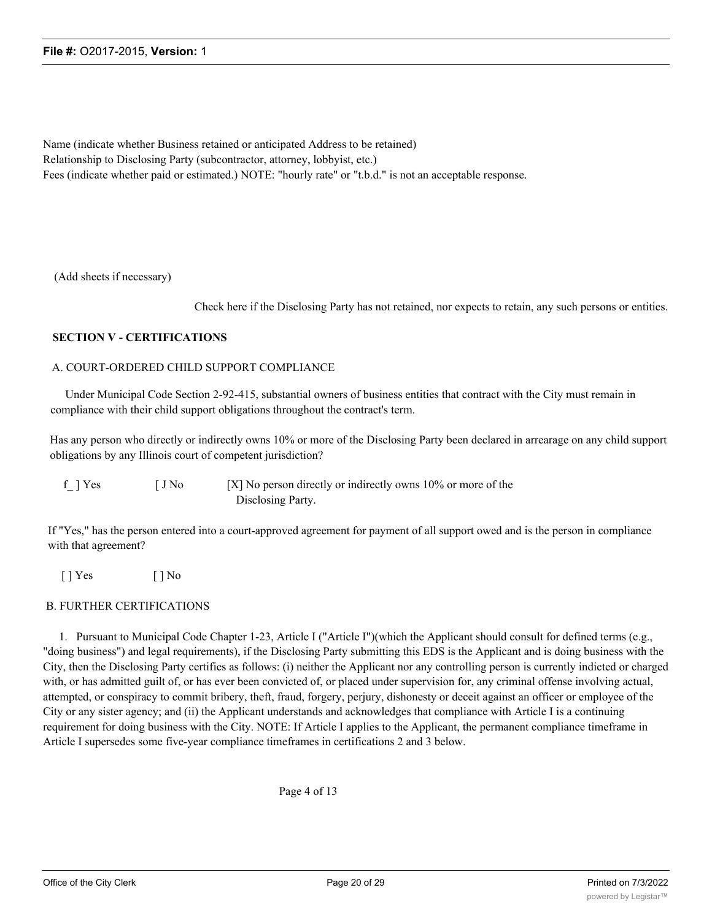Name (indicate whether Business retained or anticipated Address to be retained)
Relationship to Disclosing Party (subcontractor, attorney, lobbyist, etc.)
Fees (indicate whether paid or estimated.) NOTE: "hourly rate" or "t.b.d." is not an acceptable response.

(Add sheets if necessary)

Check here if the Disclosing Party has not retained, nor expects to retain, any such persons or entities.

**SECTION V - CERTIFICATIONS**

A. COURT-ORDERED CHILD SUPPORT COMPLIANCE

Under Municipal Code Section 2-92-415, substantial owners of business entities that contract with the City must remain in compliance with their child support obligations throughout the contract's term.

Has any person who directly or indirectly owns 10% or more of the Disclosing Party been declared in arrearage on any child support obligations by any Illinois court of competent jurisdiction?

f_ ] Yes [ J No [X] No person directly or indirectly owns 10% or more of the Disclosing Party.

If "Yes," has the person entered into a court-approved agreement for payment of all support owed and is the person in compliance with that agreement?

[ ] Yes [ ] No

B. FURTHER CERTIFICATIONS

1. Pursuant to Municipal Code Chapter 1-23, Article I ("Article I")(which the Applicant should consult for defined terms (e.g., "doing business") and legal requirements), if the Disclosing Party submitting this EDS is the Applicant and is doing business with the City, then the Disclosing Party certifies as follows: (i) neither the Applicant nor any controlling person is currently indicted or charged with, or has admitted guilt of, or has ever been convicted of, or placed under supervision for, any criminal offense involving actual, attempted, or conspiracy to commit bribery, theft, fraud, forgery, perjury, dishonesty or deceit against an officer or employee of the City or any sister agency; and (ii) the Applicant understands and acknowledges that compliance with Article I is a continuing requirement for doing business with the City. NOTE: If Article I applies to the Applicant, the permanent compliance timeframe in Article I supersedes some five-year compliance timeframes in certifications 2 and 3 below.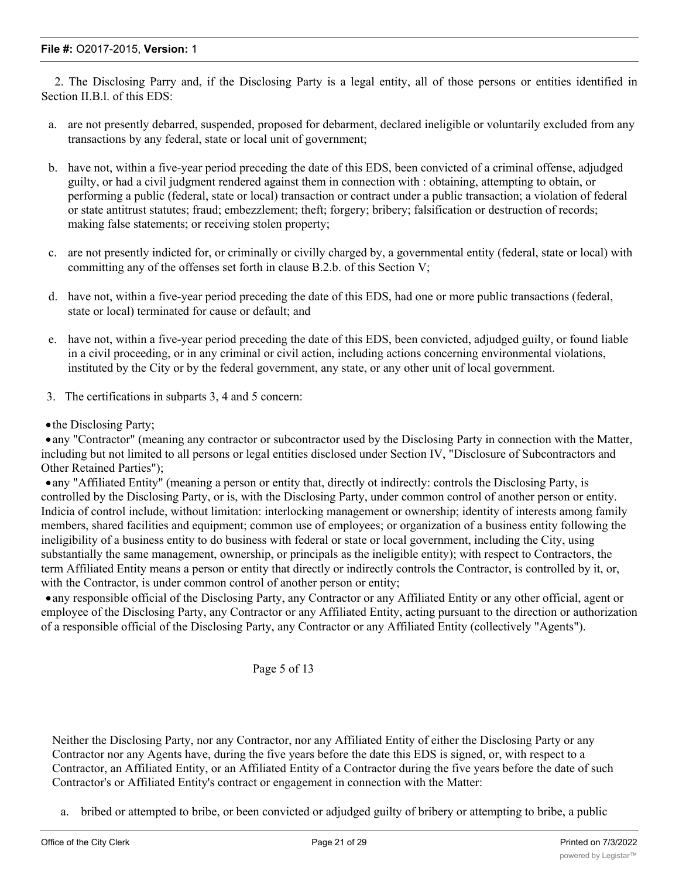2. The Disclosing Parry and, if the Disclosing Party is a legal entity, all of those persons or entities identified in Section II.B.l. of this EDS:

a. are not presently debarred, suspended, proposed for debarment, declared ineligible or voluntarily excluded from any transactions by any federal, state or local unit of government;

b. have not, within a five-year period preceding the date of this EDS, been convicted of a criminal offense, adjudged guilty, or had a civil judgment rendered against them in connection with : obtaining, attempting to obtain, or performing a public (federal, state or local) transaction or contract under a public transaction; a violation of federal or state antitrust statutes; fraud; embezzlement; theft; forgery; bribery; falsification or destruction of records; making false statements; or receiving stolen property;

c. are not presently indicted for, or criminally or civilly charged by, a governmental entity (federal, state or local) with committing any of the offenses set forth in clause B.2.b. of this Section V;

d. have not, within a five-year period preceding the date of this EDS, had one or more public transactions (federal, state or local) terminated for cause or default; and

e. have not, within a five-year period preceding the date of this EDS, been convicted, adjudged guilty, or found liable in a civil proceeding, or in any criminal or civil action, including actions concerning environmental violations, instituted by the City or by the federal government, any state, or any other unit of local government.

3. The certifications in subparts 3, 4 and 5 concern:

- the Disclosing Party;
- any "Contractor" (meaning any contractor or subcontractor used by the Disclosing Party in connection with the Matter, including but not limited to all persons or legal entities disclosed under Section IV, "Disclosure of Subcontractors and Other Retained Parties");
- any "Affiliated Entity" (meaning a person or entity that, directly ot indirectly: controls the Disclosing Party, is controlled by the Disclosing Party, or is, with the Disclosing Party, under common control of another person or entity. Indicia of control include, without limitation: interlocking management or ownership; identity of interests among family members, shared facilities and equipment; common use of employees; or organization of a business entity following the ineligibility of a business entity to do business with federal or state or local government, including the City, using substantially the same management, ownership, or principals as the ineligible entity); with respect to Contractors, the term Affiliated Entity means a person or entity that directly or indirectly controls the Contractor, is controlled by it, or, with the Contractor, is under common control of another person or entity;
- any responsible official of the Disclosing Party, any Contractor or any Affiliated Entity or any other official, agent or employee of the Disclosing Party, any Contractor or any Affiliated Entity, acting pursuant to the direction or authorization of a responsible official of the Disclosing Party, any Contractor or any Affiliated Entity (collectively "Agents").

Page 5 of 13

Neither the Disclosing Party, nor any Contractor, nor any Affiliated Entity of either the Disclosing Party or any Contractor nor any Agents have, during the five years before the date this EDS is signed, or, with respect to a Contractor, an Affiliated Entity, or an Affiliated Entity of a Contractor during the five years before the date of such Contractor's or Affiliated Entity's contract or engagement in connection with the Matter:

a. bribed or attempted to bribe, or been convicted or adjudged guilty of bribery or attempting to bribe, a public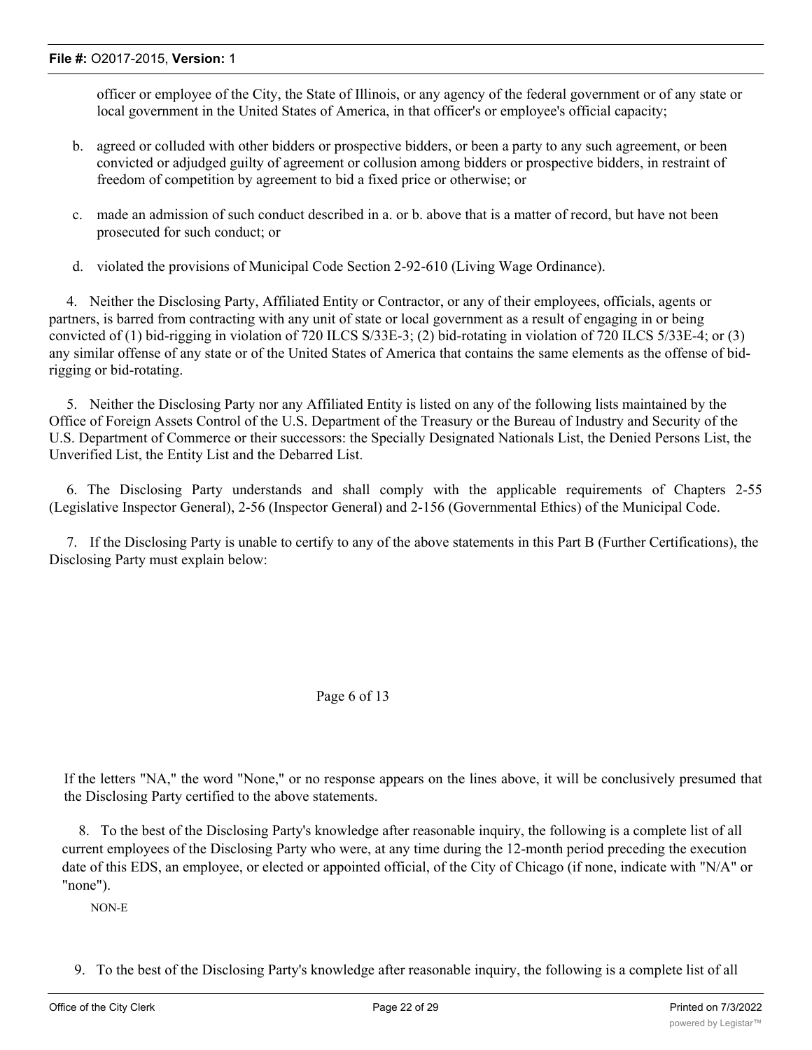officer or employee of the City, the State of Illinois, or any agency of the federal government or of any state or local government in the United States of America, in that officer's or employee's official capacity;

b. agreed or colluded with other bidders or prospective bidders, or been a party to any such agreement, or been convicted or adjudged guilty of agreement or collusion among bidders or prospective bidders, in restraint of freedom of competition by agreement to bid a fixed price or otherwise; or

c. made an admission of such conduct described in a. or b. above that is a matter of record, but have not been prosecuted for such conduct; or

d. violated the provisions of Municipal Code Section 2-92-610 (Living Wage Ordinance).

4. Neither the Disclosing Party, Affiliated Entity or Contractor, or any of their employees, officials, agents or partners, is barred from contracting with any unit of state or local government as a result of engaging in or being convicted of (1) bid-rigging in violation of 720 ILCS S/33E-3; (2) bid-rotating in violation of 720 ILCS 5/33E-4; or (3) any similar offense of any state or of the United States of America that contains the same elements as the offense of bid-rigging or bid-rotating.

5. Neither the Disclosing Party nor any Affiliated Entity is listed on any of the following lists maintained by the Office of Foreign Assets Control of the U.S. Department of the Treasury or the Bureau of Industry and Security of the U.S. Department of Commerce or their successors: the Specially Designated Nationals List, the Denied Persons List, the Unverified List, the Entity List and the Debarred List.

6. The Disclosing Party understands and shall comply with the applicable requirements of Chapters 2-55 (Legislative Inspector General), 2-56 (Inspector General) and 2-156 (Governmental Ethics) of the Municipal Code.

7. If the Disclosing Party is unable to certify to any of the above statements in this Part B (Further Certifications), the Disclosing Party must explain below:

Page 6 of 13

If the letters "NA," the word "None," or no response appears on the lines above, it will be conclusively presumed that the Disclosing Party certified to the above statements.

8. To the best of the Disclosing Party's knowledge after reasonable inquiry, the following is a complete list of all current employees of the Disclosing Party who were, at any time during the 12-month period preceding the execution date of this EDS, an employee, or elected or appointed official, of the City of Chicago (if none, indicate with "N/A" or "none").

NON-E

9. To the best of the Disclosing Party's knowledge after reasonable inquiry, the following is a complete list of all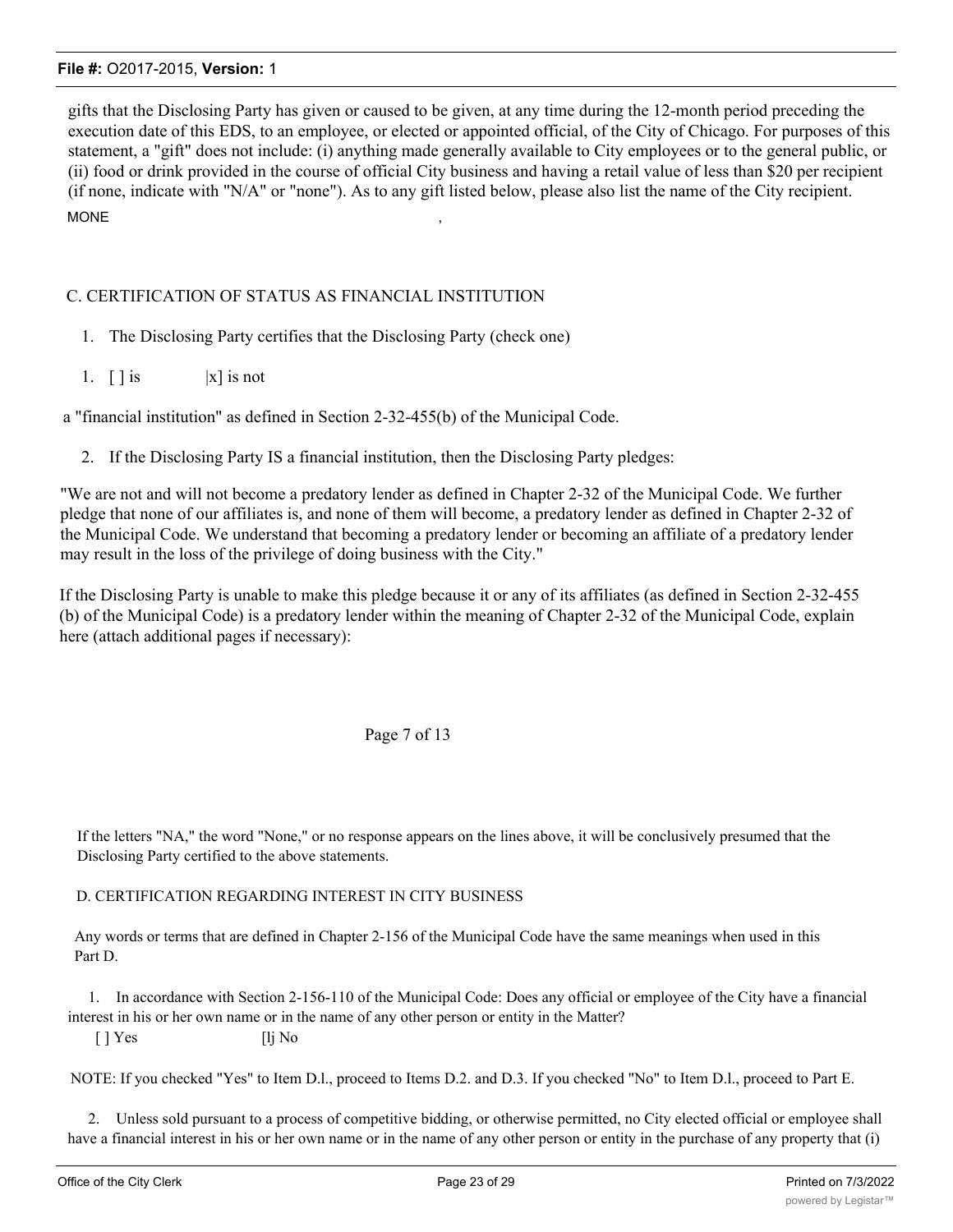gifts that the Disclosing Party has given or caused to be given, at any time during the 12-month period preceding the execution date of this EDS, to an employee, or elected or appointed official, of the City of Chicago. For purposes of this statement, a "gift" does not include: (i) anything made generally available to City employees or to the general public, or (ii) food or drink provided in the course of official City business and having a retail value of less than $20 per recipient (if none, indicate with "N/A" or "none"). As to any gift listed below, please also list the name of the City recipient.

MONE ,

C. CERTIFICATION OF STATUS AS FINANCIAL INSTITUTION

1. The Disclosing Party certifies that the Disclosing Party (check one)

1. [ ] is |x] is not

a "financial institution" as defined in Section 2-32-455(b) of the Municipal Code.

2. If the Disclosing Party IS a financial institution, then the Disclosing Party pledges:

"We are not and will not become a predatory lender as defined in Chapter 2-32 of the Municipal Code. We further pledge that none of our affiliates is, and none of them will become, a predatory lender as defined in Chapter 2-32 of the Municipal Code. We understand that becoming a predatory lender or becoming an affiliate of a predatory lender may result in the loss of the privilege of doing business with the City."

If the Disclosing Party is unable to make this pledge because it or any of its affiliates (as defined in Section 2-32-455 (b) of the Municipal Code) is a predatory lender within the meaning of Chapter 2-32 of the Municipal Code, explain here (attach additional pages if necessary):

Page 7 of 13

If the letters "NA," the word "None," or no response appears on the lines above, it will be conclusively presumed that the Disclosing Party certified to the above statements.

D. CERTIFICATION REGARDING INTEREST IN CITY BUSINESS

Any words or terms that are defined in Chapter 2-156 of the Municipal Code have the same meanings when used in this Part D.

1. In accordance with Section 2-156-110 of the Municipal Code: Does any official or employee of the City have a financial interest in his or her own name or in the name of any other person or entity in the Matter?

[ ] Yes [lj No

NOTE: If you checked "Yes" to Item D.l., proceed to Items D.2. and D.3. If you checked "No" to Item D.l., proceed to Part E.

2. Unless sold pursuant to a process of competitive bidding, or otherwise permitted, no City elected official or employee shall have a financial interest in his or her own name or in the name of any other person or entity in the purchase of any property that (i)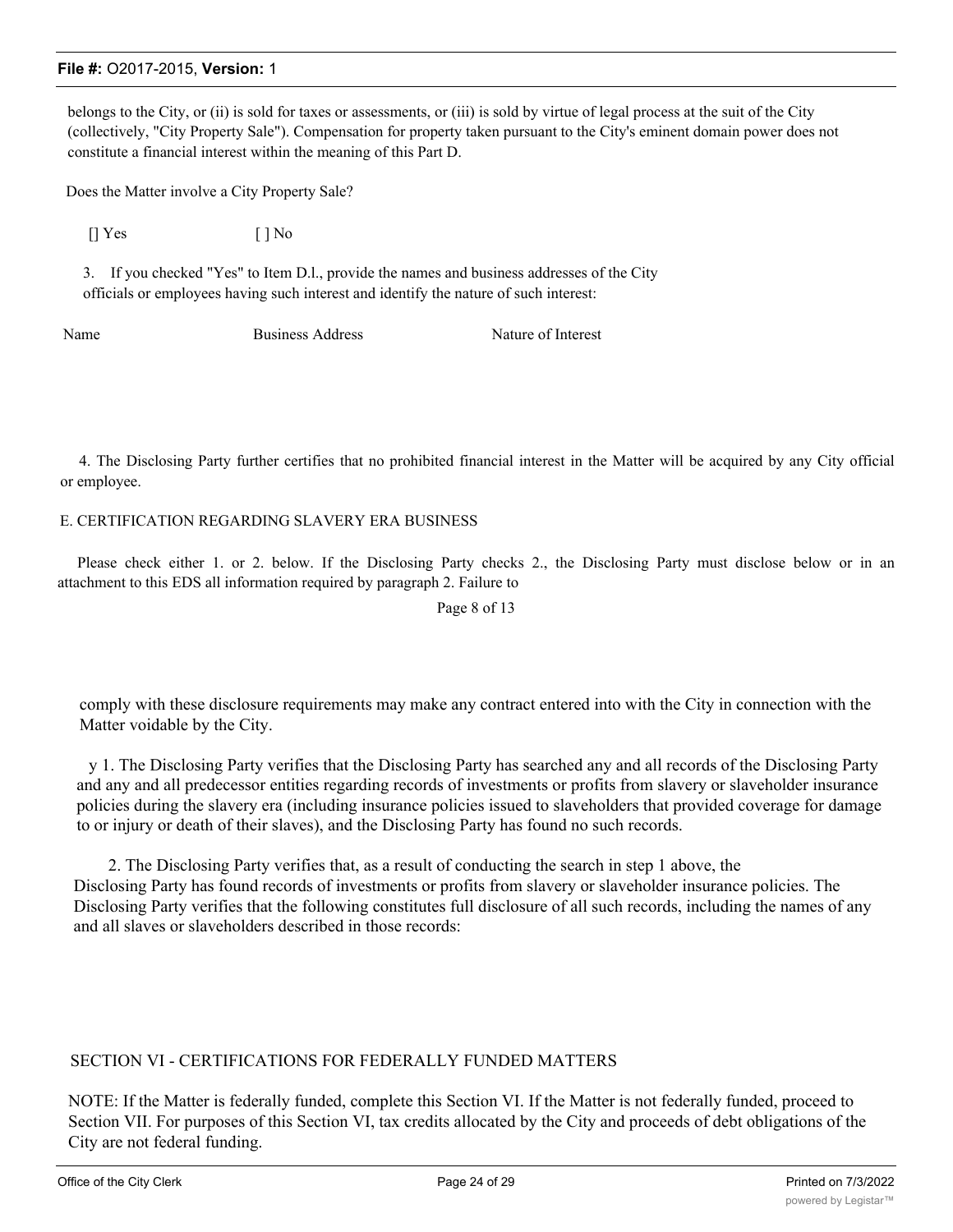belongs to the City, or (ii) is sold for taxes or assessments, or (iii) is sold by virtue of legal process at the suit of the City (collectively, "City Property Sale"). Compensation for property taken pursuant to the City's eminent domain power does not constitute a financial interest within the meaning of this Part D.

Does the Matter involve a City Property Sale?

[] Yes [ ] No

3. If you checked "Yes" to Item D.l., provide the names and business addresses of the City officials or employees having such interest and identify the nature of such interest:

| Name | Business Address | Nature of Interest |
|---|---|---|
| | | |

4. The Disclosing Party further certifies that no prohibited financial interest in the Matter will be acquired by any City official or employee.

E. CERTIFICATION REGARDING SLAVERY ERA BUSINESS

Please check either 1. or 2. below. If the Disclosing Party checks 2., the Disclosing Party must disclose below or in an attachment to this EDS all information required by paragraph 2. Failure to

Page 8 of 13

comply with these disclosure requirements may make any contract entered into with the City in connection with the Matter voidable by the City.

y 1. The Disclosing Party verifies that the Disclosing Party has searched any and all records of the Disclosing Party and any and all predecessor entities regarding records of investments or profits from slavery or slaveholder insurance policies during the slavery era (including insurance policies issued to slaveholders that provided coverage for damage to or injury or death of their slaves), and the Disclosing Party has found no such records.

2. The Disclosing Party verifies that, as a result of conducting the search in step 1 above, the Disclosing Party has found records of investments or profits from slavery or slaveholder insurance policies. The Disclosing Party verifies that the following constitutes full disclosure of all such records, including the names of any and all slaves or slaveholders described in those records:

SECTION VI - CERTIFICATIONS FOR FEDERALLY FUNDED MATTERS

NOTE: If the Matter is federally funded, complete this Section VI. If the Matter is not federally funded, proceed to Section VII. For purposes of this Section VI, tax credits allocated by the City and proceeds of debt obligations of the City are not federal funding.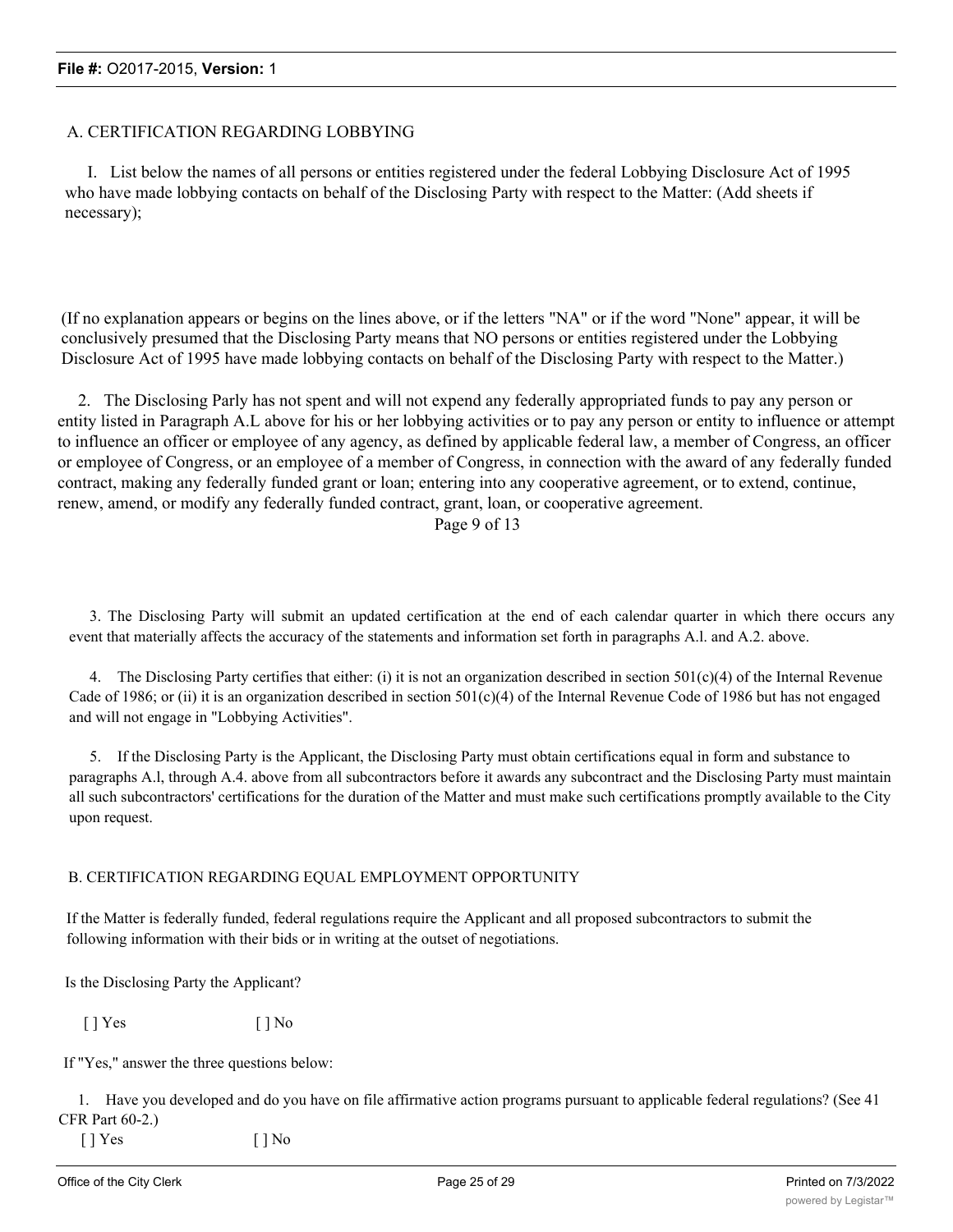A. CERTIFICATION REGARDING LOBBYING

I. List below the names of all persons or entities registered under the federal Lobbying Disclosure Act of 1995 who have made lobbying contacts on behalf of the Disclosing Party with respect to the Matter: (Add sheets if necessary);

(If no explanation appears or begins on the lines above, or if the letters "NA" or if the word "None" appear, it will be conclusively presumed that the Disclosing Party means that NO persons or entities registered under the Lobbying Disclosure Act of 1995 have made lobbying contacts on behalf of the Disclosing Party with respect to the Matter.)

2. The Disclosing Parly has not spent and will not expend any federally appropriated funds to pay any person or entity listed in Paragraph A.L above for his or her lobbying activities or to pay any person or entity to influence or attempt to influence an officer or employee of any agency, as defined by applicable federal law, a member of Congress, an officer or employee of Congress, or an employee of a member of Congress, in connection with the award of any federally funded contract, making any federally funded grant or loan; entering into any cooperative agreement, or to extend, continue, renew, amend, or modify any federally funded contract, grant, loan, or cooperative agreement.

Page 9 of 13

3. The Disclosing Party will submit an updated certification at the end of each calendar quarter in which there occurs any event that materially affects the accuracy of the statements and information set forth in paragraphs A.l. and A.2. above.

4. The Disclosing Party certifies that either: (i) it is not an organization described in section 501(c)(4) of the Internal Revenue Cade of 1986; or (ii) it is an organization described in section 501(c)(4) of the Internal Revenue Code of 1986 but has not engaged and will not engage in "Lobbying Activities".

5. If the Disclosing Party is the Applicant, the Disclosing Party must obtain certifications equal in form and substance to paragraphs A.l, through A.4. above from all subcontractors before it awards any subcontract and the Disclosing Party must maintain all such subcontractors' certifications for the duration of the Matter and must make such certifications promptly available to the City upon request.

B. CERTIFICATION REGARDING EQUAL EMPLOYMENT OPPORTUNITY

If the Matter is federally funded, federal regulations require the Applicant and all proposed subcontractors to submit the following information with their bids or in writing at the outset of negotiations.

Is the Disclosing Party the Applicant?

[ ] Yes [ ] No

If "Yes," answer the three questions below:

1. Have you developed and do you have on file affirmative action programs pursuant to applicable federal regulations? (See 41 CFR Part 60-2.)

[ ] Yes [ ] No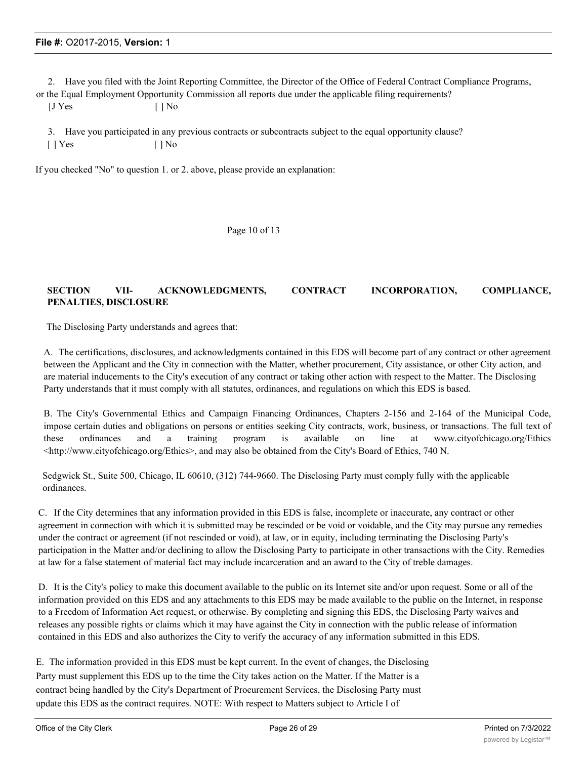2. Have you filed with the Joint Reporting Committee, the Director of the Office of Federal Contract Compliance Programs, or the Equal Employment Opportunity Commission all reports due under the applicable filing requirements?

[J Yes [ ] No

3. Have you participated in any previous contracts or subcontracts subject to the equal opportunity clause?

[ ] Yes [ ] No

If you checked "No" to question 1. or 2. above, please provide an explanation:

Page 10 of 13

**SECTION VII- ACKNOWLEDGMENTS, CONTRACT INCORPORATION, COMPLIANCE, PENALTIES, DISCLOSURE**

The Disclosing Party understands and agrees that:

A. The certifications, disclosures, and acknowledgments contained in this EDS will become part of any contract or other agreement between the Applicant and the City in connection with the Matter, whether procurement, City assistance, or other City action, and are material inducements to the City's execution of any contract or taking other action with respect to the Matter. The Disclosing Party understands that it must comply with all statutes, ordinances, and regulations on which this EDS is based.

B. The City's Governmental Ethics and Campaign Financing Ordinances, Chapters 2-156 and 2-164 of the Municipal Code, impose certain duties and obligations on persons or entities seeking City contracts, work, business, or transactions. The full text of these ordinances and a training program is available on line at www.cityofchicago.org/Ethics <http://www.cityofchicago.org/Ethics>, and may also be obtained from the City's Board of Ethics, 740 N.

Sedgwick St., Suite 500, Chicago, IL 60610, (312) 744-9660. The Disclosing Party must comply fully with the applicable ordinances.

C. If the City determines that any information provided in this EDS is false, incomplete or inaccurate, any contract or other agreement in connection with which it is submitted may be rescinded or be void or voidable, and the City may pursue any remedies under the contract or agreement (if not rescinded or void), at law, or in equity, including terminating the Disclosing Party's participation in the Matter and/or declining to allow the Disclosing Party to participate in other transactions with the City. Remedies at law for a false statement of material fact may include incarceration and an award to the City of treble damages.

D. It is the City's policy to make this document available to the public on its Internet site and/or upon request. Some or all of the information provided on this EDS and any attachments to this EDS may be made available to the public on the Internet, in response to a Freedom of Information Act request, or otherwise. By completing and signing this EDS, the Disclosing Party waives and releases any possible rights or claims which it may have against the City in connection with the public release of information contained in this EDS and also authorizes the City to verify the accuracy of any information submitted in this EDS.

E. The information provided in this EDS must be kept current. In the event of changes, the Disclosing Party must supplement this EDS up to the time the City takes action on the Matter. If the Matter is a contract being handled by the City's Department of Procurement Services, the Disclosing Party must update this EDS as the contract requires. NOTE: With respect to Matters subject to Article I of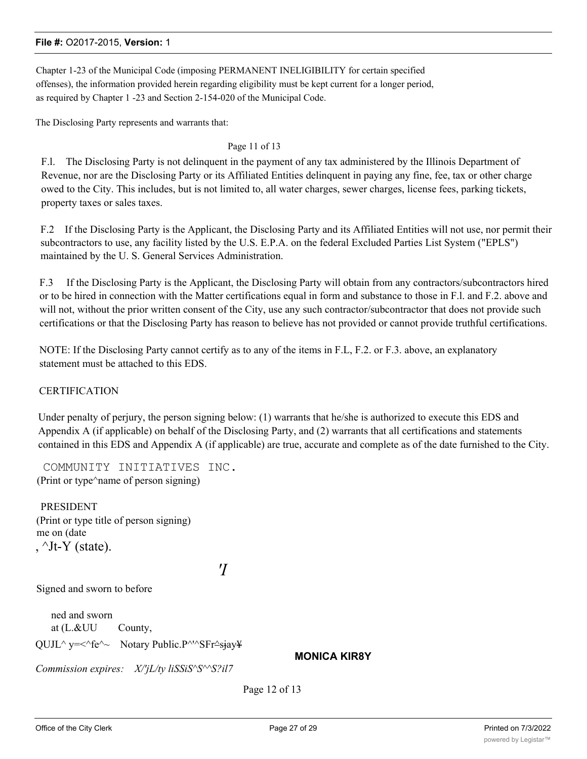Chapter 1-23 of the Municipal Code (imposing PERMANENT INELIGIBILITY for certain specified offenses), the information provided herein regarding eligibility must be kept current for a longer period, as required by Chapter 1 -23 and Section 2-154-020 of the Municipal Code.

The Disclosing Party represents and warrants that:

F.l. The Disclosing Party is not delinquent in the payment of any tax administered by the Illinois Department of Revenue, nor are the Disclosing Party or its Affiliated Entities delinquent in paying any fine, fee, tax or other charge owed to the City. This includes, but is not limited to, all water charges, sewer charges, license fees, parking tickets, property taxes or sales taxes.

F.2 If the Disclosing Party is the Applicant, the Disclosing Party and its Affiliated Entities will not use, nor permit their subcontractors to use, any facility listed by the U.S. E.P.A. on the federal Excluded Parties List System ("EPLS") maintained by the U. S. General Services Administration.

F.3 If the Disclosing Party is the Applicant, the Disclosing Party will obtain from any contractors/subcontractors hired or to be hired in connection with the Matter certifications equal in form and substance to those in F.l. and F.2. above and will not, without the prior written consent of the City, use any such contractor/subcontractor that does not provide such certifications or that the Disclosing Party has reason to believe has not provided or cannot provide truthful certifications.

NOTE: If the Disclosing Party cannot certify as to any of the items in F.L, F.2. or F.3. above, an explanatory statement must be attached to this EDS.

CERTIFICATION

Under penalty of perjury, the person signing below: (1) warrants that he/she is authorized to execute this EDS and Appendix A (if applicable) on behalf of the Disclosing Party, and (2) warrants that all certifications and statements contained in this EDS and Appendix A (if applicable) are true, accurate and complete as of the date furnished to the City.

COMMUNITY INITIATIVES INC.
(Print or type^name of person signing)

PRESIDENT
(Print or type title of person signing)
me on (date
, ^Jt-Y (state).

'I

Signed and sworn to before

ned and sworn
at (L.&UU County,

QUJL^ y=<^fe^~ Notary Public.P^'^SFr^sjay¥

**MONICA KIR8Y**

*Commission expires: X/'jL/ty liSSiS^S^^S?il7*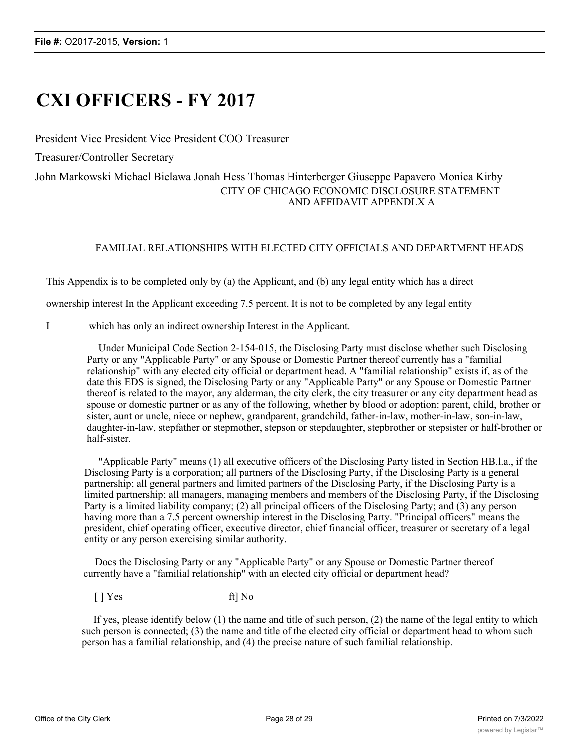# CXI OFFICERS - FY 2017

President Vice President Vice President COO Treasurer

Treasurer/Controller Secretary

John Markowski Michael Bielawa Jonah Hess Thomas Hinterberger Giuseppe Papavero Monica Kirby

CITY OF CHICAGO ECONOMIC DISCLOSURE STATEMENT AND AFFIDAVIT APPENDLX A

FAMILIAL RELATIONSHIPS WITH ELECTED CITY OFFICIALS AND DEPARTMENT HEADS

This Appendix is to be completed only by (a) the Applicant, and (b) any legal entity which has a direct ownership interest In the Applicant exceeding 7.5 percent. It is not to be completed by any legal entity

I which has only an indirect ownership Interest in the Applicant.

Under Municipal Code Section 2-154-015, the Disclosing Party must disclose whether such Disclosing Party or any "Applicable Party" or any Spouse or Domestic Partner thereof currently has a "familial relationship" with any elected city official or department head. A "familial relationship" exists if, as of the date this EDS is signed, the Disclosing Party or any "Applicable Party" or any Spouse or Domestic Partner thereof is related to the mayor, any alderman, the city clerk, the city treasurer or any city department head as spouse or domestic partner or as any of the following, whether by blood or adoption: parent, child, brother or sister, aunt or uncle, niece or nephew, grandparent, grandchild, father-in-law, mother-in-law, son-in-law, daughter-in-law, stepfather or stepmother, stepson or stepdaughter, stepbrother or stepsister or half-brother or half-sister.

"Applicable Party" means (1) all executive officers of the Disclosing Party listed in Section HB.l.a., if the Disclosing Party is a corporation; all partners of the Disclosing Party, if the Disclosing Party is a general partnership; all general partners and limited partners of the Disclosing Party, if the Disclosing Party is a limited partnership; all managers, managing members and members of the Disclosing Party, if the Disclosing Party is a limited liability company; (2) all principal officers of the Disclosing Party; and (3) any person having more than a 7.5 percent ownership interest in the Disclosing Party. "Principal officers" means the president, chief operating officer, executive director, chief financial officer, treasurer or secretary of a legal entity or any person exercising similar authority.

Docs the Disclosing Party or any "Applicable Party" or any Spouse or Domestic Partner thereof currently have a "familial relationship" with an elected city official or department head?

[ ] Yes ft] No

If yes, please identify below (1) the name and title of such person, (2) the name of the legal entity to which such person is connected; (3) the name and title of the elected city official or department head to whom such person has a familial relationship, and (4) the precise nature of such familial relationship.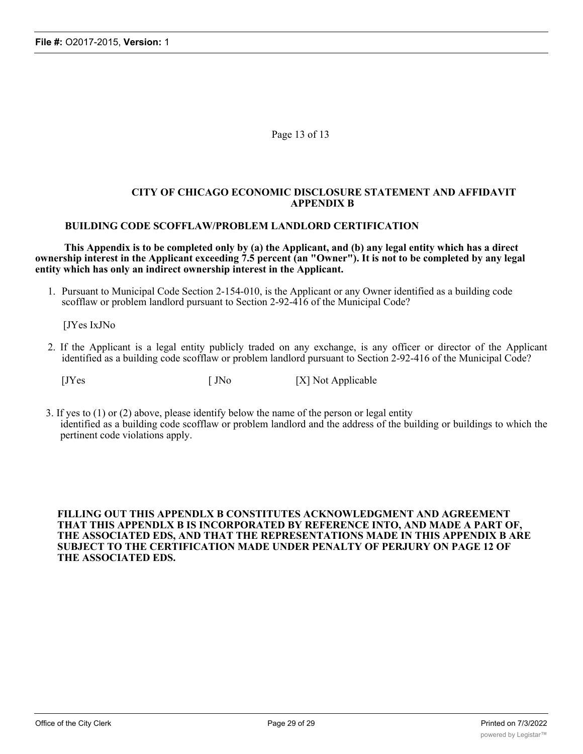## CITY OF CHICAGO ECONOMIC DISCLOSURE STATEMENT AND AFFIDAVIT APPENDIX B

### BUILDING CODE SCOFFLAW/PROBLEM LANDLORD CERTIFICATION

**This Appendix is to be completed only by (a) the Applicant, and (b) any legal entity which has a direct ownership interest in the Applicant exceeding 7.5 percent (an "Owner"). It is not to be completed by any legal entity which has only an indirect ownership interest in the Applicant.**

1. Pursuant to Municipal Code Section 2-154-010, is the Applicant or any Owner identified as a building code scofflaw or problem landlord pursuant to Section 2-92-416 of the Municipal Code?

   [JYes IxJNo

2. If the Applicant is a legal entity publicly traded on any exchange, is any officer or director of the Applicant identified as a building code scofflaw or problem landlord pursuant to Section 2-92-416 of the Municipal Code?

   [JYes [ JNo [X] Not Applicable

3. If yes to (1) or (2) above, please identify below the name of the person or legal entity identified as a building code scofflaw or problem landlord and the address of the building or buildings to which the pertinent code violations apply.

**FILLING OUT THIS APPENDLX B CONSTITUTES ACKNOWLEDGMENT AND AGREEMENT THAT THIS APPENDLX B IS INCORPORATED BY REFERENCE INTO, AND MADE A PART OF, THE ASSOCIATED EDS, AND THAT THE REPRESENTATIONS MADE IN THIS APPENDIX B ARE SUBJECT TO THE CERTIFICATION MADE UNDER PENALTY OF PERJURY ON PAGE 12 OF THE ASSOCIATED EDS.**